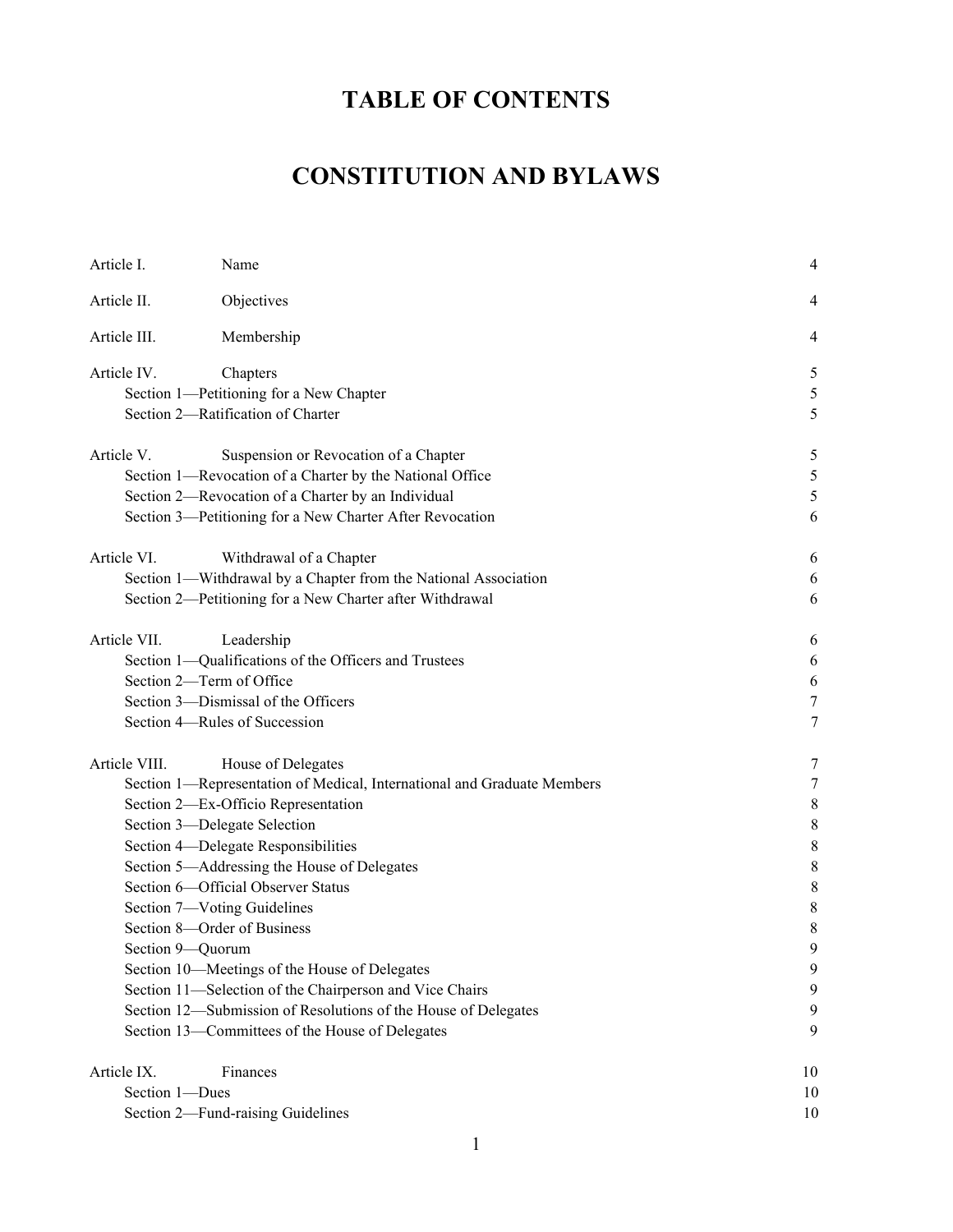# TABLE OF CONTENTS

# CONSTITUTION AND BYLAWS

| | | |
|---|---|---|
| Article I. | Name | 4 |
| Article II. | Objectives | 4 |
| Article III. | Membership | 4 |
| Article IV. | Chapters | 5 |
| | Section 1—Petitioning for a New Chapter | 5 |
| | Section 2—Ratification of Charter | 5 |
| Article V. | Suspension or Revocation of a Chapter | 5 |
| | Section 1—Revocation of a Charter by the National Office | 5 |
| | Section 2—Revocation of a Charter by an Individual | 5 |
| | Section 3—Petitioning for a New Charter After Revocation | 6 |
| Article VI. | Withdrawal of a Chapter | 6 |
| | Section 1—Withdrawal by a Chapter from the National Association | 6 |
| | Section 2—Petitioning for a New Charter after Withdrawal | 6 |
| Article VII. | Leadership | 6 |
| | Section 1—Qualifications of the Officers and Trustees | 6 |
| | Section 2—Term of Office | 6 |
| | Section 3—Dismissal of the Officers | 7 |
| | Section 4—Rules of Succession | 7 |
| Article VIII. | House of Delegates | 7 |
| | Section 1—Representation of Medical, International and Graduate Members | 7 |
| | Section 2—Ex-Officio Representation | 8 |
| | Section 3—Delegate Selection | 8 |
| | Section 4—Delegate Responsibilities | 8 |
| | Section 5—Addressing the House of Delegates | 8 |
| | Section 6—Official Observer Status | 8 |
| | Section 7—Voting Guidelines | 8 |
| | Section 8—Order of Business | 8 |
| | Section 9—Quorum | 9 |
| | Section 10—Meetings of the House of Delegates | 9 |
| | Section 11—Selection of the Chairperson and Vice Chairs | 9 |
| | Section 12—Submission of Resolutions of the House of Delegates | 9 |
| | Section 13—Committees of the House of Delegates | 9 |
| Article IX. | Finances | 10 |
| | Section 1—Dues | 10 |
| | Section 2—Fund-raising Guidelines | 10 |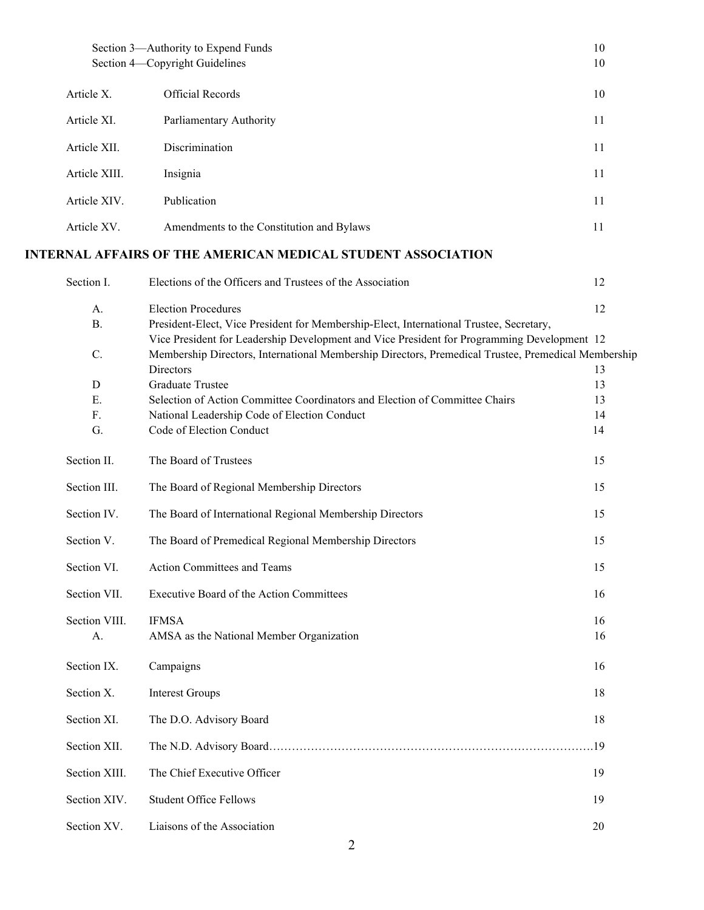| | | |
|---|---|---|
| | Section 3—Authority to Expend Funds | 10 |
| | Section 4—Copyright Guidelines | 10 |
| Article X. | Official Records | 10 |
| Article XI. | Parliamentary Authority | 11 |
| Article XII. | Discrimination | 11 |
| Article XIII. | Insignia | 11 |
| Article XIV. | Publication | 11 |
| Article XV. | Amendments to the Constitution and Bylaws | 11 |

## INTERNAL AFFAIRS OF THE AMERICAN MEDICAL STUDENT ASSOCIATION

| | | |
|---|---|---|
| Section I. | Elections of the Officers and Trustees of the Association | 12 |
| A. | Election Procedures | 12 |
| B. | President-Elect, Vice President for Membership-Elect, International Trustee, Secretary, Vice President for Leadership Development and Vice President for Programming Development | 12 |
| C. | Membership Directors, International Membership Directors, Premedical Trustee, Premedical Membership Directors | 13 |
| D | Graduate Trustee | 13 |
| E. | Selection of Action Committee Coordinators and Election of Committee Chairs | 13 |
| F. | National Leadership Code of Election Conduct | 14 |
| G. | Code of Election Conduct | 14 |
| Section II. | The Board of Trustees | 15 |
| Section III. | The Board of Regional Membership Directors | 15 |
| Section IV. | The Board of International Regional Membership Directors | 15 |
| Section V. | The Board of Premedical Regional Membership Directors | 15 |
| Section VI. | Action Committees and Teams | 15 |
| Section VII. | Executive Board of the Action Committees | 16 |
| Section VIII. | IFMSA | 16 |
| A. | AMSA as the National Member Organization | 16 |
| Section IX. | Campaigns | 16 |
| Section X. | Interest Groups | 18 |
| Section XI. | The D.O. Advisory Board | 18 |
| Section XII. | The N.D. Advisory Board | 19 |
| Section XIII. | The Chief Executive Officer | 19 |
| Section XIV. | Student Office Fellows | 19 |
| Section XV. | Liaisons of the Association | 20 |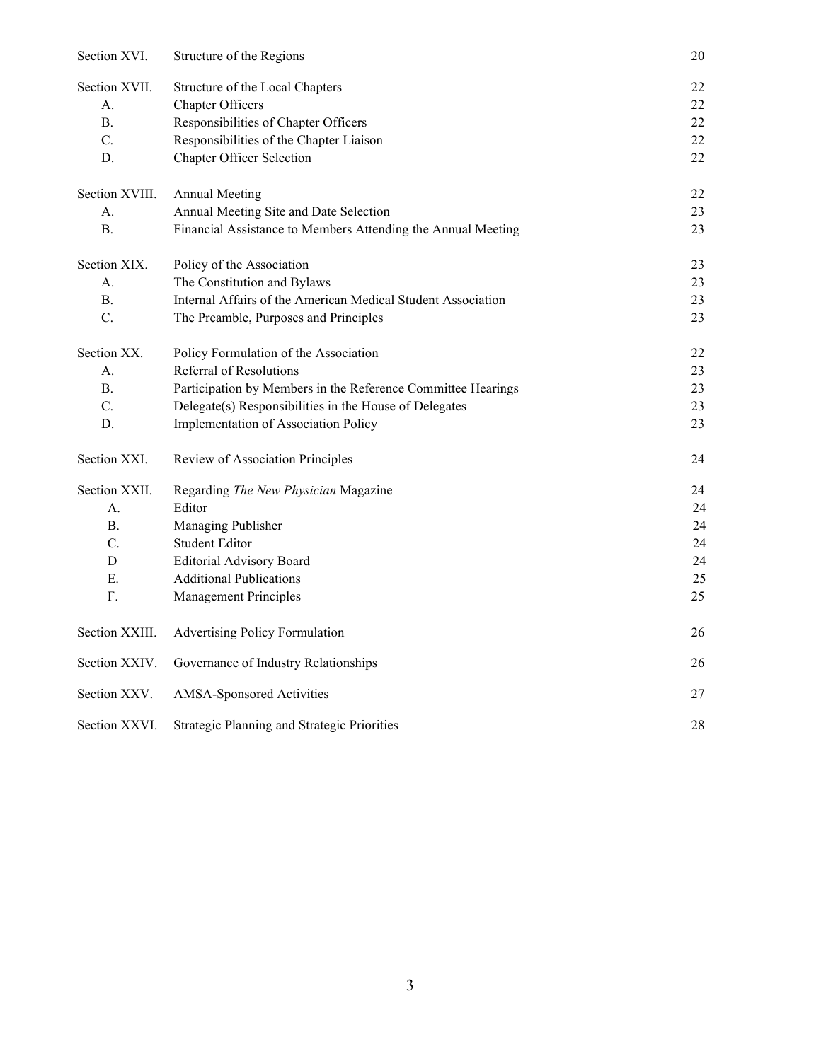| | | |
|---|---|---|
| Section XVI. | Structure of the Regions | 20 |
| Section XVII. | Structure of the Local Chapters | 22 |
| A. | Chapter Officers | 22 |
| B. | Responsibilities of Chapter Officers | 22 |
| C. | Responsibilities of the Chapter Liaison | 22 |
| D. | Chapter Officer Selection | 22 |
| Section XVIII. | Annual Meeting | 22 |
| A. | Annual Meeting Site and Date Selection | 23 |
| B. | Financial Assistance to Members Attending the Annual Meeting | 23 |
| Section XIX. | Policy of the Association | 23 |
| A. | The Constitution and Bylaws | 23 |
| B. | Internal Affairs of the American Medical Student Association | 23 |
| C. | The Preamble, Purposes and Principles | 23 |
| Section XX. | Policy Formulation of the Association | 22 |
| A. | Referral of Resolutions | 23 |
| B. | Participation by Members in the Reference Committee Hearings | 23 |
| C. | Delegate(s) Responsibilities in the House of Delegates | 23 |
| D. | Implementation of Association Policy | 23 |
| Section XXI. | Review of Association Principles | 24 |
| Section XXII. | Regarding *The New Physician* Magazine | 24 |
| A. | Editor | 24 |
| B. | Managing Publisher | 24 |
| C. | Student Editor | 24 |
| D | Editorial Advisory Board | 24 |
| E. | Additional Publications | 25 |
| F. | Management Principles | 25 |
| Section XXIII. | Advertising Policy Formulation | 26 |
| Section XXIV. | Governance of Industry Relationships | 26 |
| Section XXV. | AMSA-Sponsored Activities | 27 |
| Section XXVI. | Strategic Planning and Strategic Priorities | 28 |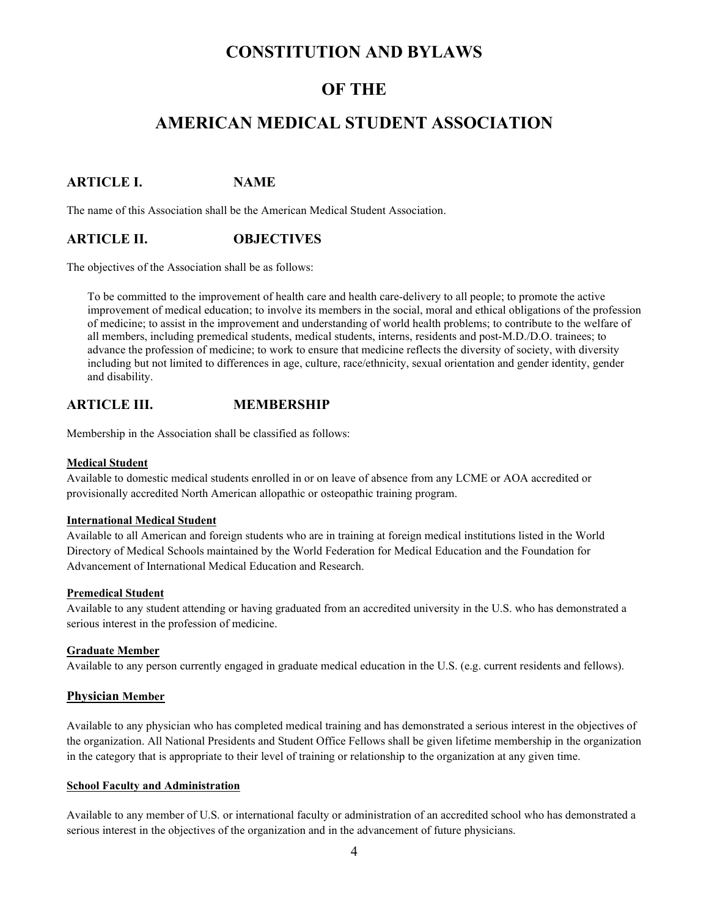# CONSTITUTION AND BYLAWS

# OF THE

# AMERICAN MEDICAL STUDENT ASSOCIATION

## ARTICLE I. NAME

The name of this Association shall be the American Medical Student Association.

## ARTICLE II. OBJECTIVES

The objectives of the Association shall be as follows:

> To be committed to the improvement of health care and health care-delivery to all people; to promote the active improvement of medical education; to involve its members in the social, moral and ethical obligations of the profession of medicine; to assist in the improvement and understanding of world health problems; to contribute to the welfare of all members, including premedical students, medical students, interns, residents and post-M.D./D.O. trainees; to advance the profession of medicine; to work to ensure that medicine reflects the diversity of society, with diversity including but not limited to differences in age, culture, race/ethnicity, sexual orientation and gender identity, gender and disability.

## ARTICLE III. MEMBERSHIP

Membership in the Association shall be classified as follows:

**Medical Student**
Available to domestic medical students enrolled in or on leave of absence from any LCME or AOA accredited or provisionally accredited North American allopathic or osteopathic training program.

**International Medical Student**
Available to all American and foreign students who are in training at foreign medical institutions listed in the World Directory of Medical Schools maintained by the World Federation for Medical Education and the Foundation for Advancement of International Medical Education and Research.

**Premedical Student**
Available to any student attending or having graduated from an accredited university in the U.S. who has demonstrated a serious interest in the profession of medicine.

**Graduate Member**
Available to any person currently engaged in graduate medical education in the U.S. (e.g. current residents and fellows).

**Physician Member**

Available to any physician who has completed medical training and has demonstrated a serious interest in the objectives of the organization. All National Presidents and Student Office Fellows shall be given lifetime membership in the organization in the category that is appropriate to their level of training or relationship to the organization at any given time.

**School Faculty and Administration**

Available to any member of U.S. or international faculty or administration of an accredited school who has demonstrated a serious interest in the objectives of the organization and in the advancement of future physicians.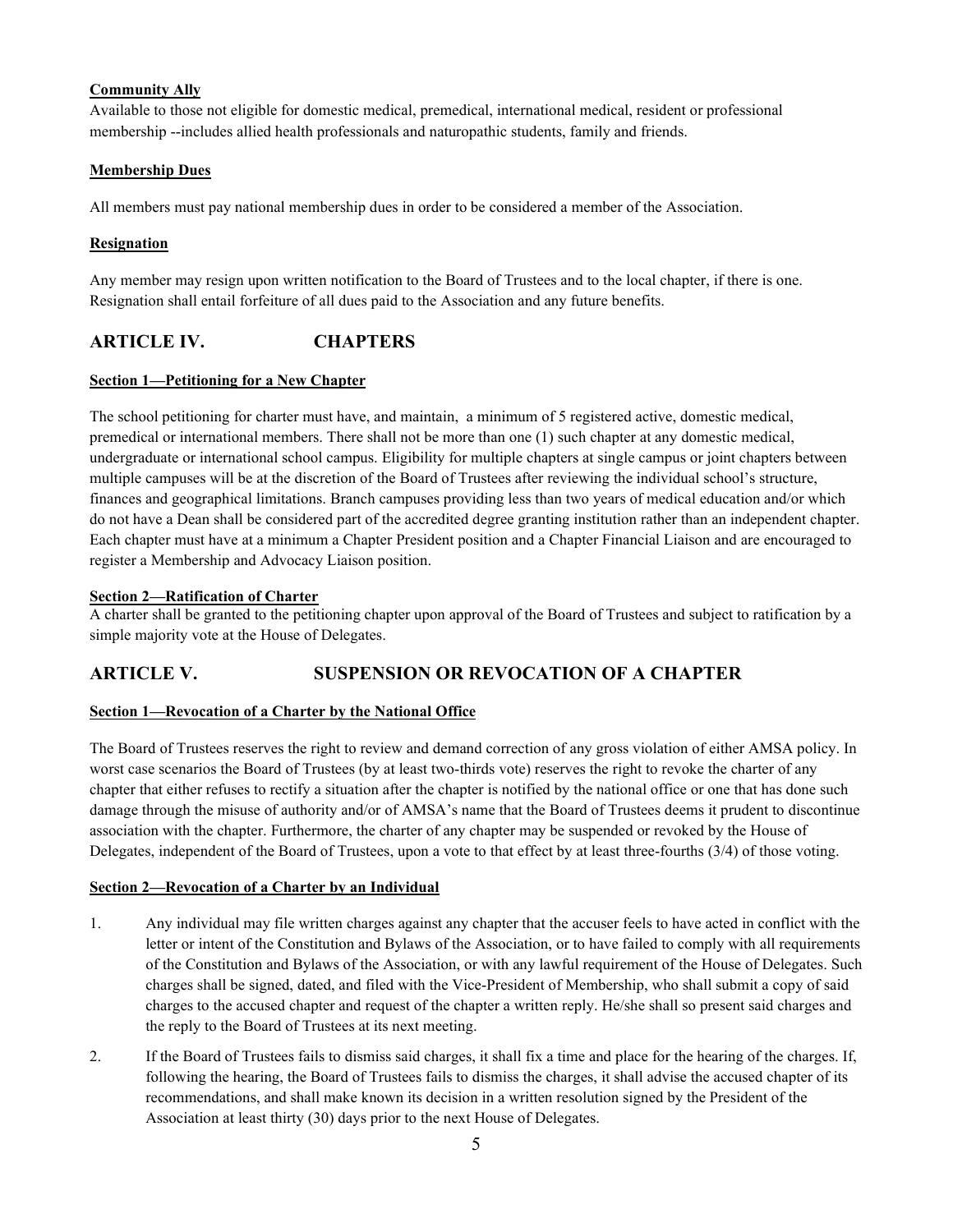**Community Ally**

Available to those not eligible for domestic medical, premedical, international medical, resident or professional membership --includes allied health professionals and naturopathic students, family and friends.

**Membership Dues**

All members must pay national membership dues in order to be considered a member of the Association.

**Resignation**

Any member may resign upon written notification to the Board of Trustees and to the local chapter, if there is one. Resignation shall entail forfeiture of all dues paid to the Association and any future benefits.

## ARTICLE IV. CHAPTERS

**Section 1—Petitioning for a New Chapter**

The school petitioning for charter must have, and maintain, a minimum of 5 registered active, domestic medical, premedical or international members. There shall not be more than one (1) such chapter at any domestic medical, undergraduate or international school campus. Eligibility for multiple chapters at single campus or joint chapters between multiple campuses will be at the discretion of the Board of Trustees after reviewing the individual school's structure, finances and geographical limitations. Branch campuses providing less than two years of medical education and/or which do not have a Dean shall be considered part of the accredited degree granting institution rather than an independent chapter. Each chapter must have at a minimum a Chapter President position and a Chapter Financial Liaison and are encouraged to register a Membership and Advocacy Liaison position.

**Section 2—Ratification of Charter**

A charter shall be granted to the petitioning chapter upon approval of the Board of Trustees and subject to ratification by a simple majority vote at the House of Delegates.

## ARTICLE V. SUSPENSION OR REVOCATION OF A CHAPTER

**Section 1—Revocation of a Charter by the National Office**

The Board of Trustees reserves the right to review and demand correction of any gross violation of either AMSA policy. In worst case scenarios the Board of Trustees (by at least two-thirds vote) reserves the right to revoke the charter of any chapter that either refuses to rectify a situation after the chapter is notified by the national office or one that has done such damage through the misuse of authority and/or of AMSA's name that the Board of Trustees deems it prudent to discontinue association with the chapter. Furthermore, the charter of any chapter may be suspended or revoked by the House of Delegates, independent of the Board of Trustees, upon a vote to that effect by at least three-fourths (3/4) of those voting.

**Section 2—Revocation of a Charter by an Individual**

1. Any individual may file written charges against any chapter that the accuser feels to have acted in conflict with the letter or intent of the Constitution and Bylaws of the Association, or to have failed to comply with all requirements of the Constitution and Bylaws of the Association, or with any lawful requirement of the House of Delegates. Such charges shall be signed, dated, and filed with the Vice-President of Membership, who shall submit a copy of said charges to the accused chapter and request of the chapter a written reply. He/she shall so present said charges and the reply to the Board of Trustees at its next meeting.
2. If the Board of Trustees fails to dismiss said charges, it shall fix a time and place for the hearing of the charges. If, following the hearing, the Board of Trustees fails to dismiss the charges, it shall advise the accused chapter of its recommendations, and shall make known its decision in a written resolution signed by the President of the Association at least thirty (30) days prior to the next House of Delegates.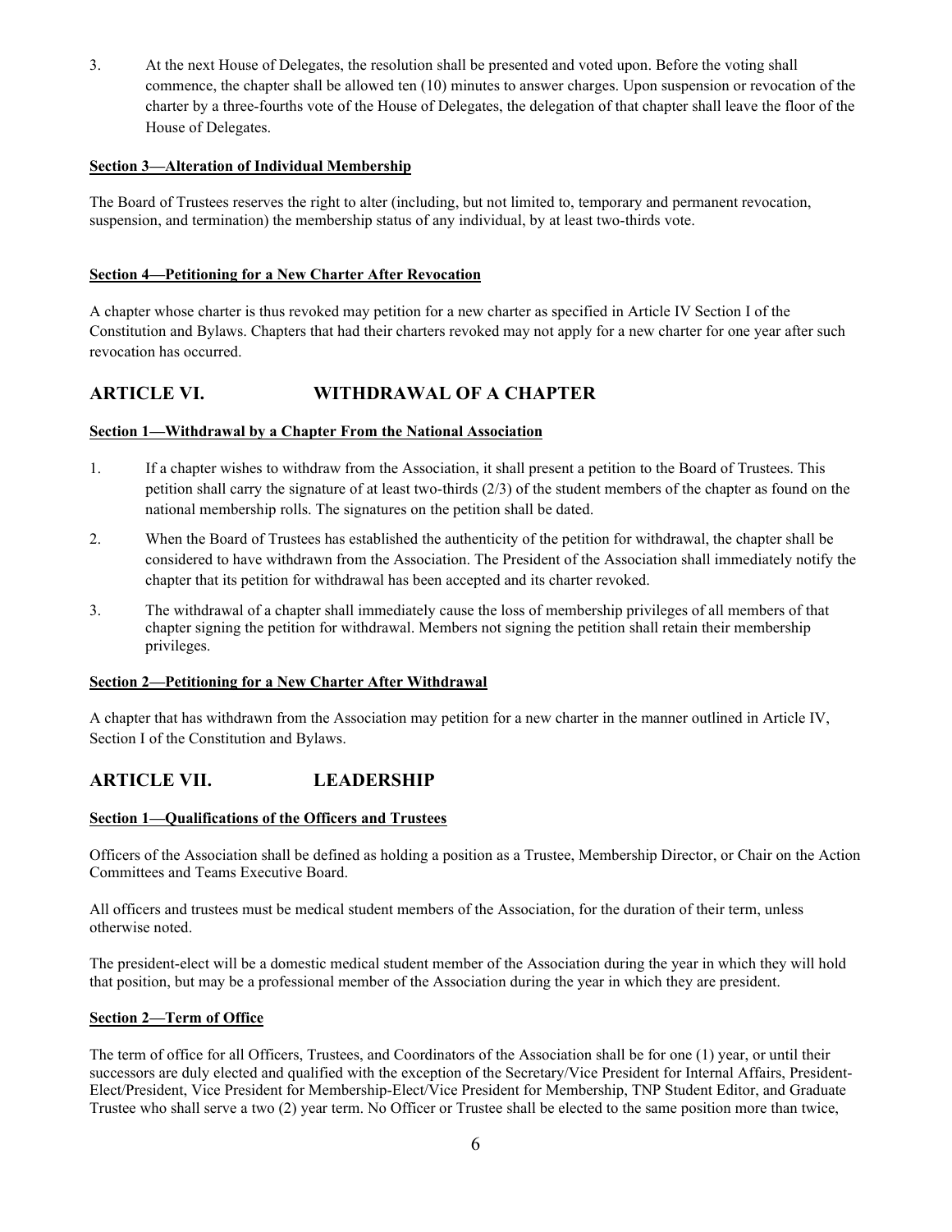3. At the next House of Delegates, the resolution shall be presented and voted upon. Before the voting shall commence, the chapter shall be allowed ten (10) minutes to answer charges. Upon suspension or revocation of the charter by a three-fourths vote of the House of Delegates, the delegation of that chapter shall leave the floor of the House of Delegates.

#### Section 3—Alteration of Individual Membership

The Board of Trustees reserves the right to alter (including, but not limited to, temporary and permanent revocation, suspension, and termination) the membership status of any individual, by at least two-thirds vote.

#### Section 4—Petitioning for a New Charter After Revocation

A chapter whose charter is thus revoked may petition for a new charter as specified in Article IV Section I of the Constitution and Bylaws. Chapters that had their charters revoked may not apply for a new charter for one year after such revocation has occurred.

## ARTICLE VI. WITHDRAWAL OF A CHAPTER

#### Section 1—Withdrawal by a Chapter From the National Association

1. If a chapter wishes to withdraw from the Association, it shall present a petition to the Board of Trustees. This petition shall carry the signature of at least two-thirds (2/3) of the student members of the chapter as found on the national membership rolls. The signatures on the petition shall be dated.
2. When the Board of Trustees has established the authenticity of the petition for withdrawal, the chapter shall be considered to have withdrawn from the Association. The President of the Association shall immediately notify the chapter that its petition for withdrawal has been accepted and its charter revoked.
3. The withdrawal of a chapter shall immediately cause the loss of membership privileges of all members of that chapter signing the petition for withdrawal. Members not signing the petition shall retain their membership privileges.

#### Section 2—Petitioning for a New Charter After Withdrawal

A chapter that has withdrawn from the Association may petition for a new charter in the manner outlined in Article IV, Section I of the Constitution and Bylaws.

## ARTICLE VII. LEADERSHIP

#### Section 1—Qualifications of the Officers and Trustees

Officers of the Association shall be defined as holding a position as a Trustee, Membership Director, or Chair on the Action Committees and Teams Executive Board.

All officers and trustees must be medical student members of the Association, for the duration of their term, unless otherwise noted.

The president-elect will be a domestic medical student member of the Association during the year in which they will hold that position, but may be a professional member of the Association during the year in which they are president.

#### Section 2—Term of Office

The term of office for all Officers, Trustees, and Coordinators of the Association shall be for one (1) year, or until their successors are duly elected and qualified with the exception of the Secretary/Vice President for Internal Affairs, President-Elect/President, Vice President for Membership-Elect/Vice President for Membership, TNP Student Editor, and Graduate Trustee who shall serve a two (2) year term. No Officer or Trustee shall be elected to the same position more than twice,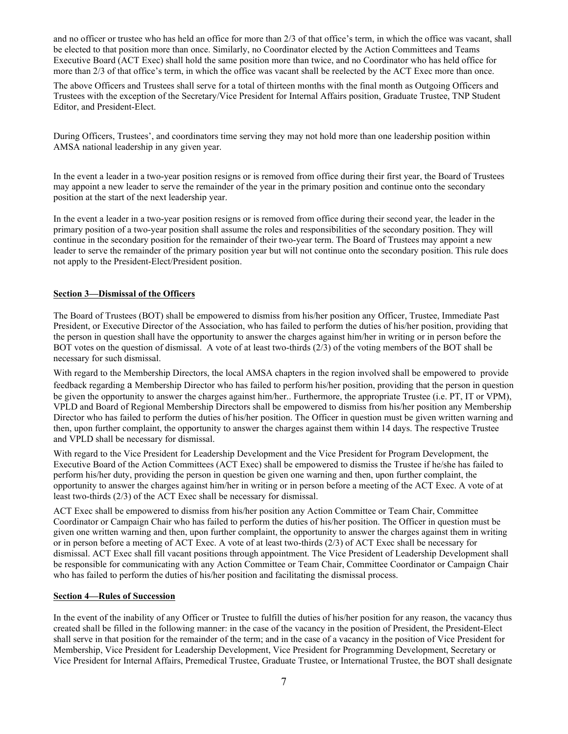and no officer or trustee who has held an office for more than 2/3 of that office's term, in which the office was vacant, shall be elected to that position more than once. Similarly, no Coordinator elected by the Action Committees and Teams Executive Board (ACT Exec) shall hold the same position more than twice, and no Coordinator who has held office for more than 2/3 of that office's term, in which the office was vacant shall be reelected by the ACT Exec more than once.

The above Officers and Trustees shall serve for a total of thirteen months with the final month as Outgoing Officers and Trustees with the exception of the Secretary/Vice President for Internal Affairs position, Graduate Trustee, TNP Student Editor, and President-Elect.

During Officers, Trustees', and coordinators time serving they may not hold more than one leadership position within AMSA national leadership in any given year.

In the event a leader in a two-year position resigns or is removed from office during their first year, the Board of Trustees may appoint a new leader to serve the remainder of the year in the primary position and continue onto the secondary position at the start of the next leadership year.

In the event a leader in a two-year position resigns or is removed from office during their second year, the leader in the primary position of a two-year position shall assume the roles and responsibilities of the secondary position. They will continue in the secondary position for the remainder of their two-year term. The Board of Trustees may appoint a new leader to serve the remainder of the primary position year but will not continue onto the secondary position. This rule does not apply to the President-Elect/President position.

**Section 3—Dismissal of the Officers**

The Board of Trustees (BOT) shall be empowered to dismiss from his/her position any Officer, Trustee, Immediate Past President, or Executive Director of the Association, who has failed to perform the duties of his/her position, providing that the person in question shall have the opportunity to answer the charges against him/her in writing or in person before the BOT votes on the question of dismissal. A vote of at least two-thirds (2/3) of the voting members of the BOT shall be necessary for such dismissal.

With regard to the Membership Directors, the local AMSA chapters in the region involved shall be empowered to provide feedback regarding a Membership Director who has failed to perform his/her position, providing that the person in question be given the opportunity to answer the charges against him/her.. Furthermore, the appropriate Trustee (i.e. PT, IT or VPM), VPLD and Board of Regional Membership Directors shall be empowered to dismiss from his/her position any Membership Director who has failed to perform the duties of his/her position. The Officer in question must be given written warning and then, upon further complaint, the opportunity to answer the charges against them within 14 days. The respective Trustee and VPLD shall be necessary for dismissal.

With regard to the Vice President for Leadership Development and the Vice President for Program Development, the Executive Board of the Action Committees (ACT Exec) shall be empowered to dismiss the Trustee if he/she has failed to perform his/her duty, providing the person in question be given one warning and then, upon further complaint, the opportunity to answer the charges against him/her in writing or in person before a meeting of the ACT Exec. A vote of at least two-thirds (2/3) of the ACT Exec shall be necessary for dismissal.

ACT Exec shall be empowered to dismiss from his/her position any Action Committee or Team Chair, Committee Coordinator or Campaign Chair who has failed to perform the duties of his/her position. The Officer in question must be given one written warning and then, upon further complaint, the opportunity to answer the charges against them in writing or in person before a meeting of ACT Exec. A vote of at least two-thirds (2/3) of ACT Exec shall be necessary for dismissal. ACT Exec shall fill vacant positions through appointment. The Vice President of Leadership Development shall be responsible for communicating with any Action Committee or Team Chair, Committee Coordinator or Campaign Chair who has failed to perform the duties of his/her position and facilitating the dismissal process.

**Section 4—Rules of Succession**

In the event of the inability of any Officer or Trustee to fulfill the duties of his/her position for any reason, the vacancy thus created shall be filled in the following manner: in the case of the vacancy in the position of President, the President-Elect shall serve in that position for the remainder of the term; and in the case of a vacancy in the position of Vice President for Membership, Vice President for Leadership Development, Vice President for Programming Development, Secretary or Vice President for Internal Affairs, Premedical Trustee, Graduate Trustee, or International Trustee, the BOT shall designate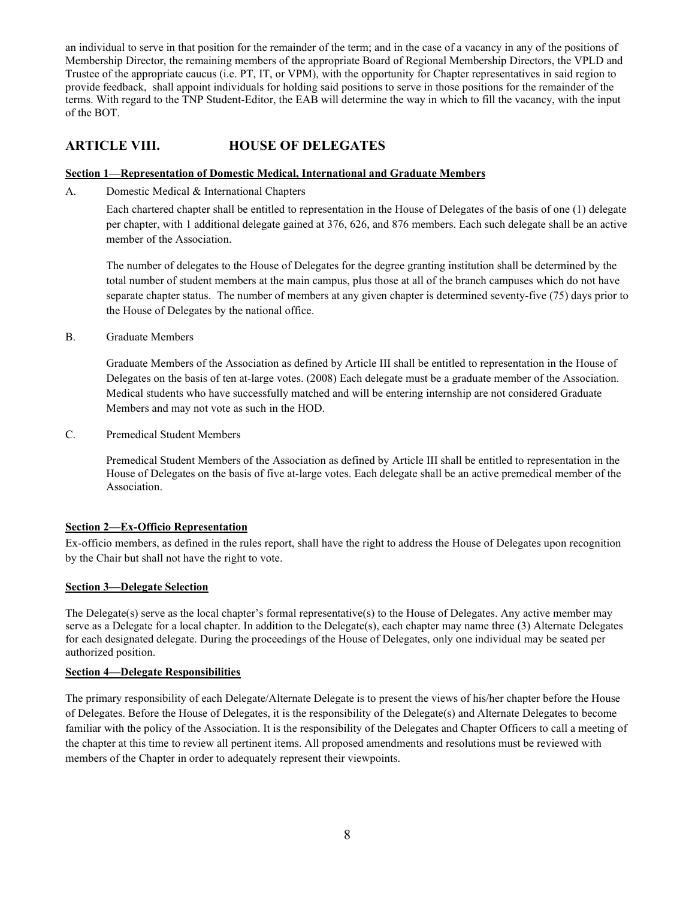an individual to serve in that position for the remainder of the term; and in the case of a vacancy in any of the positions of Membership Director, the remaining members of the appropriate Board of Regional Membership Directors, the VPLD and Trustee of the appropriate caucus (i.e. PT, IT, or VPM), with the opportunity for Chapter representatives in said region to provide feedback,  shall appoint individuals for holding said positions to serve in those positions for the remainder of the terms. With regard to the TNP Student-Editor, the EAB will determine the way in which to fill the vacancy, with the input of the BOT.

## ARTICLE VIII. HOUSE OF DELEGATES

**Section 1—Representation of Domestic Medical, International and Graduate Members**

A. Domestic Medical & International Chapters

Each chartered chapter shall be entitled to representation in the House of Delegates of the basis of one (1) delegate per chapter, with 1 additional delegate gained at 376, 626, and 876 members. Each such delegate shall be an active member of the Association.

The number of delegates to the House of Delegates for the degree granting institution shall be determined by the total number of student members at the main campus, plus those at all of the branch campuses which do not have separate chapter status.  The number of members at any given chapter is determined seventy-five (75) days prior to the House of Delegates by the national office.

B. Graduate Members

Graduate Members of the Association as defined by Article III shall be entitled to representation in the House of Delegates on the basis of ten at-large votes. (2008) Each delegate must be a graduate member of the Association. Medical students who have successfully matched and will be entering internship are not considered Graduate Members and may not vote as such in the HOD.

C. Premedical Student Members

Premedical Student Members of the Association as defined by Article III shall be entitled to representation in the House of Delegates on the basis of five at-large votes. Each delegate shall be an active premedical member of the Association.

**Section 2—Ex-Officio Representation**

Ex-officio members, as defined in the rules report, shall have the right to address the House of Delegates upon recognition by the Chair but shall not have the right to vote.

**Section 3—Delegate Selection**

The Delegate(s) serve as the local chapter's formal representative(s) to the House of Delegates. Any active member may serve as a Delegate for a local chapter. In addition to the Delegate(s), each chapter may name three (3) Alternate Delegates for each designated delegate. During the proceedings of the House of Delegates, only one individual may be seated per authorized position.

**Section 4—Delegate Responsibilities**

The primary responsibility of each Delegate/Alternate Delegate is to present the views of his/her chapter before the House of Delegates. Before the House of Delegates, it is the responsibility of the Delegate(s) and Alternate Delegates to become familiar with the policy of the Association. It is the responsibility of the Delegates and Chapter Officers to call a meeting of the chapter at this time to review all pertinent items. All proposed amendments and resolutions must be reviewed with members of the Chapter in order to adequately represent their viewpoints.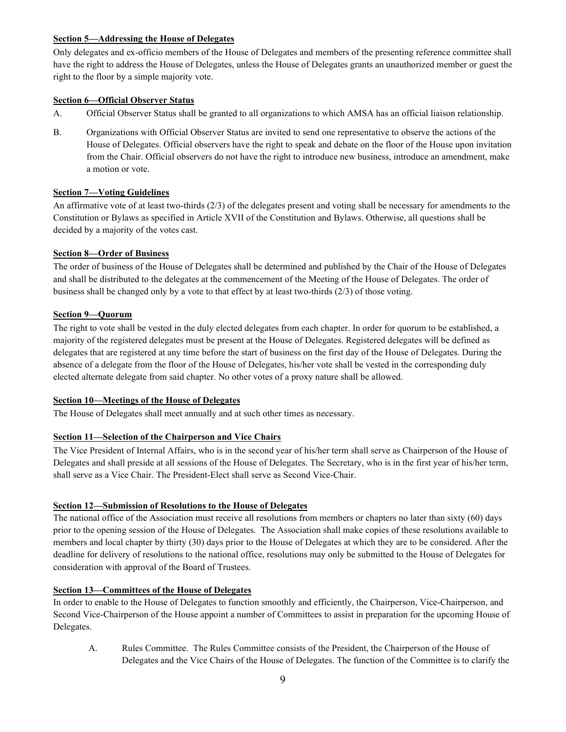**Section 5—Addressing the House of Delegates**

Only delegates and ex-officio members of the House of Delegates and members of the presenting reference committee shall have the right to address the House of Delegates, unless the House of Delegates grants an unauthorized member or guest the right to the floor by a simple majority vote.

**Section 6—Official Observer Status**

A. Official Observer Status shall be granted to all organizations to which AMSA has an official liaison relationship.

B. Organizations with Official Observer Status are invited to send one representative to observe the actions of the House of Delegates. Official observers have the right to speak and debate on the floor of the House upon invitation from the Chair. Official observers do not have the right to introduce new business, introduce an amendment, make a motion or vote.

**Section 7—Voting Guidelines**

An affirmative vote of at least two-thirds (2/3) of the delegates present and voting shall be necessary for amendments to the Constitution or Bylaws as specified in Article XVII of the Constitution and Bylaws. Otherwise, all questions shall be decided by a majority of the votes cast.

**Section 8—Order of Business**

The order of business of the House of Delegates shall be determined and published by the Chair of the House of Delegates and shall be distributed to the delegates at the commencement of the Meeting of the House of Delegates. The order of business shall be changed only by a vote to that effect by at least two-thirds (2/3) of those voting.

**Section 9—Quorum**

The right to vote shall be vested in the duly elected delegates from each chapter. In order for quorum to be established, a majority of the registered delegates must be present at the House of Delegates. Registered delegates will be defined as delegates that are registered at any time before the start of business on the first day of the House of Delegates. During the absence of a delegate from the floor of the House of Delegates, his/her vote shall be vested in the corresponding duly elected alternate delegate from said chapter. No other votes of a proxy nature shall be allowed.

**Section 10—Meetings of the House of Delegates**

The House of Delegates shall meet annually and at such other times as necessary.

**Section 11—Selection of the Chairperson and Vice Chairs**

The Vice President of Internal Affairs, who is in the second year of his/her term shall serve as Chairperson of the House of Delegates and shall preside at all sessions of the House of Delegates. The Secretary, who is in the first year of his/her term, shall serve as a Vice Chair. The President-Elect shall serve as Second Vice-Chair.

**Section 12—Submission of Resolutions to the House of Delegates**

The national office of the Association must receive all resolutions from members or chapters no later than sixty (60) days prior to the opening session of the House of Delegates. The Association shall make copies of these resolutions available to members and local chapter by thirty (30) days prior to the House of Delegates at which they are to be considered. After the deadline for delivery of resolutions to the national office, resolutions may only be submitted to the House of Delegates for consideration with approval of the Board of Trustees.

**Section 13—Committees of the House of Delegates**

In order to enable to the House of Delegates to function smoothly and efficiently, the Chairperson, Vice-Chairperson, and Second Vice-Chairperson of the House appoint a number of Committees to assist in preparation for the upcoming House of Delegates.

A. Rules Committee. The Rules Committee consists of the President, the Chairperson of the House of Delegates and the Vice Chairs of the House of Delegates. The function of the Committee is to clarify the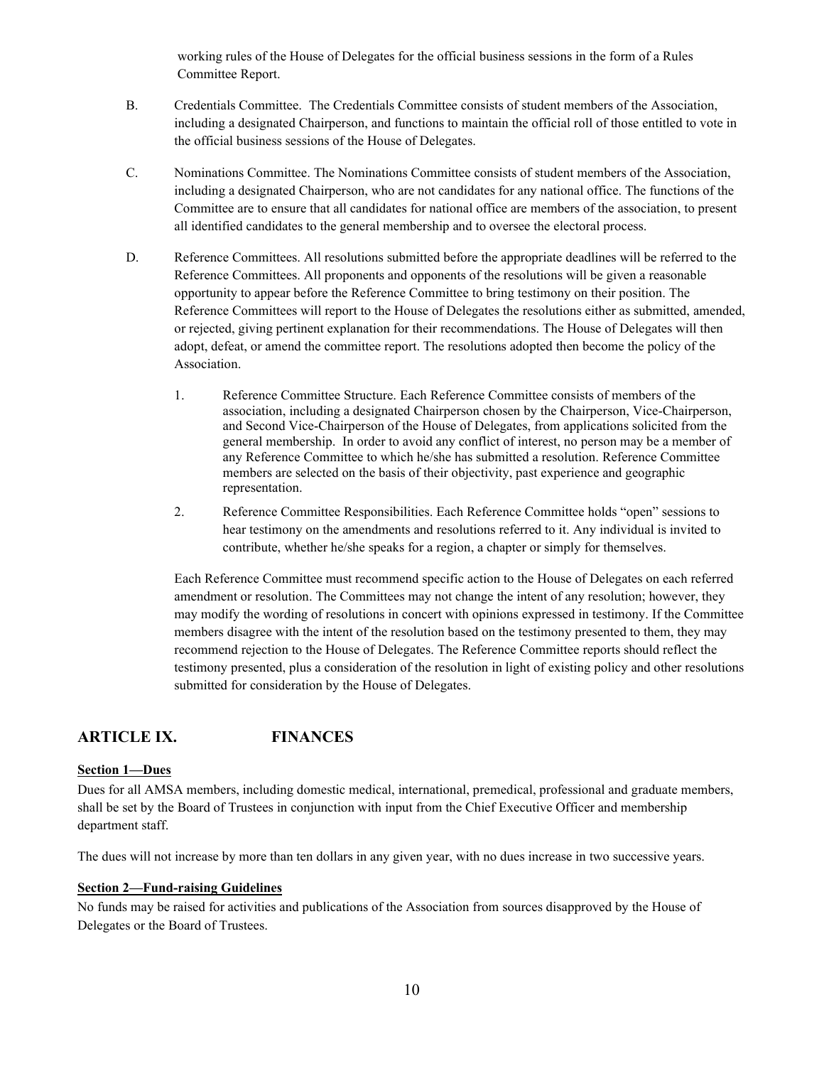working rules of the House of Delegates for the official business sessions in the form of a Rules Committee Report.

B. Credentials Committee. The Credentials Committee consists of student members of the Association, including a designated Chairperson, and functions to maintain the official roll of those entitled to vote in the official business sessions of the House of Delegates.

C. Nominations Committee. The Nominations Committee consists of student members of the Association, including a designated Chairperson, who are not candidates for any national office. The functions of the Committee are to ensure that all candidates for national office are members of the association, to present all identified candidates to the general membership and to oversee the electoral process.

D. Reference Committees. All resolutions submitted before the appropriate deadlines will be referred to the Reference Committees. All proponents and opponents of the resolutions will be given a reasonable opportunity to appear before the Reference Committee to bring testimony on their position. The Reference Committees will report to the House of Delegates the resolutions either as submitted, amended, or rejected, giving pertinent explanation for their recommendations. The House of Delegates will then adopt, defeat, or amend the committee report. The resolutions adopted then become the policy of the Association.

1. Reference Committee Structure. Each Reference Committee consists of members of the association, including a designated Chairperson chosen by the Chairperson, Vice-Chairperson, and Second Vice-Chairperson of the House of Delegates, from applications solicited from the general membership. In order to avoid any conflict of interest, no person may be a member of any Reference Committee to which he/she has submitted a resolution. Reference Committee members are selected on the basis of their objectivity, past experience and geographic representation.

2. Reference Committee Responsibilities. Each Reference Committee holds "open" sessions to hear testimony on the amendments and resolutions referred to it. Any individual is invited to contribute, whether he/she speaks for a region, a chapter or simply for themselves.

Each Reference Committee must recommend specific action to the House of Delegates on each referred amendment or resolution. The Committees may not change the intent of any resolution; however, they may modify the wording of resolutions in concert with opinions expressed in testimony. If the Committee members disagree with the intent of the resolution based on the testimony presented to them, they may recommend rejection to the House of Delegates. The Reference Committee reports should reflect the testimony presented, plus a consideration of the resolution in light of existing policy and other resolutions submitted for consideration by the House of Delegates.

## ARTICLE IX. FINANCES

**Section 1—Dues**

Dues for all AMSA members, including domestic medical, international, premedical, professional and graduate members, shall be set by the Board of Trustees in conjunction with input from the Chief Executive Officer and membership department staff.

The dues will not increase by more than ten dollars in any given year, with no dues increase in two successive years.

**Section 2—Fund-raising Guidelines**

No funds may be raised for activities and publications of the Association from sources disapproved by the House of Delegates or the Board of Trustees.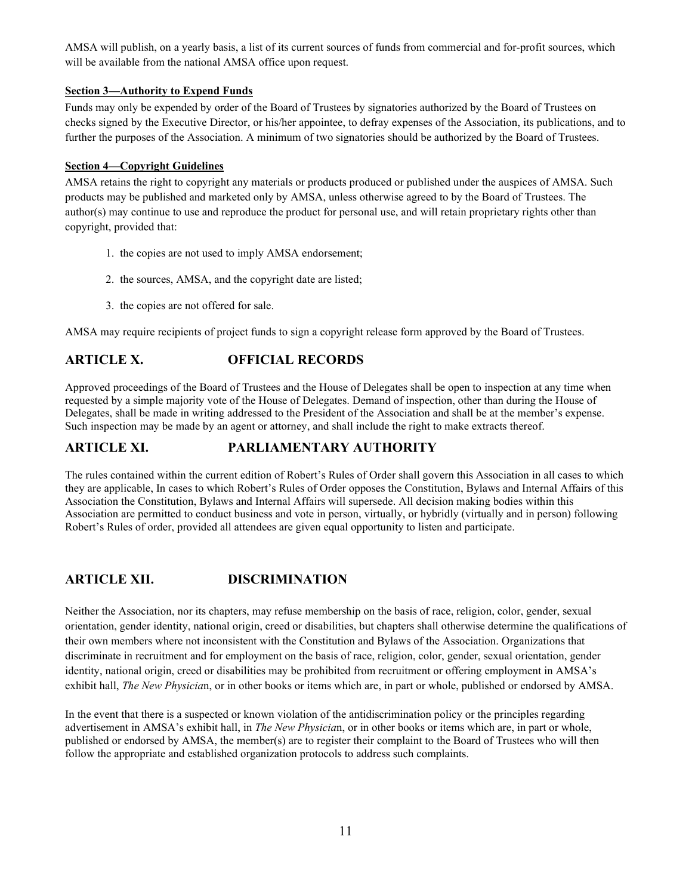AMSA will publish, on a yearly basis, a list of its current sources of funds from commercial and for-profit sources, which will be available from the national AMSA office upon request.

**Section 3—Authority to Expend Funds**

Funds may only be expended by order of the Board of Trustees by signatories authorized by the Board of Trustees on checks signed by the Executive Director, or his/her appointee, to defray expenses of the Association, its publications, and to further the purposes of the Association. A minimum of two signatories should be authorized by the Board of Trustees.

**Section 4—Copyright Guidelines**

AMSA retains the right to copyright any materials or products produced or published under the auspices of AMSA. Such products may be published and marketed only by AMSA, unless otherwise agreed to by the Board of Trustees. The author(s) may continue to use and reproduce the product for personal use, and will retain proprietary rights other than copyright, provided that:

1. the copies are not used to imply AMSA endorsement;
2. the sources, AMSA, and the copyright date are listed;
3. the copies are not offered for sale.

AMSA may require recipients of project funds to sign a copyright release form approved by the Board of Trustees.

## ARTICLE X. OFFICIAL RECORDS

Approved proceedings of the Board of Trustees and the House of Delegates shall be open to inspection at any time when requested by a simple majority vote of the House of Delegates. Demand of inspection, other than during the House of Delegates, shall be made in writing addressed to the President of the Association and shall be at the member's expense. Such inspection may be made by an agent or attorney, and shall include the right to make extracts thereof.

## ARTICLE XI. PARLIAMENTARY AUTHORITY

The rules contained within the current edition of Robert's Rules of Order shall govern this Association in all cases to which they are applicable, In cases to which Robert's Rules of Order opposes the Constitution, Bylaws and Internal Affairs of this Association the Constitution, Bylaws and Internal Affairs will supersede. All decision making bodies within this Association are permitted to conduct business and vote in person, virtually, or hybridly (virtually and in person) following Robert's Rules of order, provided all attendees are given equal opportunity to listen and participate.

## ARTICLE XII. DISCRIMINATION

Neither the Association, nor its chapters, may refuse membership on the basis of race, religion, color, gender, sexual orientation, gender identity, national origin, creed or disabilities, but chapters shall otherwise determine the qualifications of their own members where not inconsistent with the Constitution and Bylaws of the Association. Organizations that discriminate in recruitment and for employment on the basis of race, religion, color, gender, sexual orientation, gender identity, national origin, creed or disabilities may be prohibited from recruitment or offering employment in AMSA's exhibit hall, *The New Physician*, or in other books or items which are, in part or whole, published or endorsed by AMSA.

In the event that there is a suspected or known violation of the antidiscrimination policy or the principles regarding advertisement in AMSA's exhibit hall, in *The New Physician*, or in other books or items which are, in part or whole, published or endorsed by AMSA, the member(s) are to register their complaint to the Board of Trustees who will then follow the appropriate and established organization protocols to address such complaints.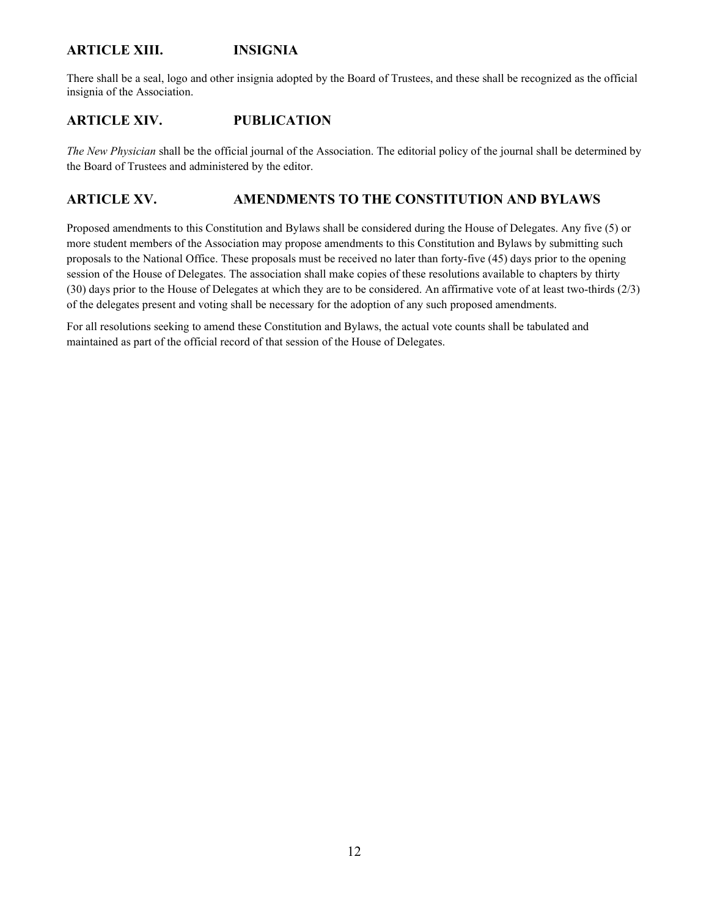## ARTICLE XIII. INSIGNIA

There shall be a seal, logo and other insignia adopted by the Board of Trustees, and these shall be recognized as the official insignia of the Association.

## ARTICLE XIV. PUBLICATION

*The New Physician* shall be the official journal of the Association. The editorial policy of the journal shall be determined by the Board of Trustees and administered by the editor.

## ARTICLE XV. AMENDMENTS TO THE CONSTITUTION AND BYLAWS

Proposed amendments to this Constitution and Bylaws shall be considered during the House of Delegates. Any five (5) or more student members of the Association may propose amendments to this Constitution and Bylaws by submitting such proposals to the National Office. These proposals must be received no later than forty-five (45) days prior to the opening session of the House of Delegates. The association shall make copies of these resolutions available to chapters by thirty (30) days prior to the House of Delegates at which they are to be considered. An affirmative vote of at least two-thirds (2/3) of the delegates present and voting shall be necessary for the adoption of any such proposed amendments.

For all resolutions seeking to amend these Constitution and Bylaws, the actual vote counts shall be tabulated and maintained as part of the official record of that session of the House of Delegates.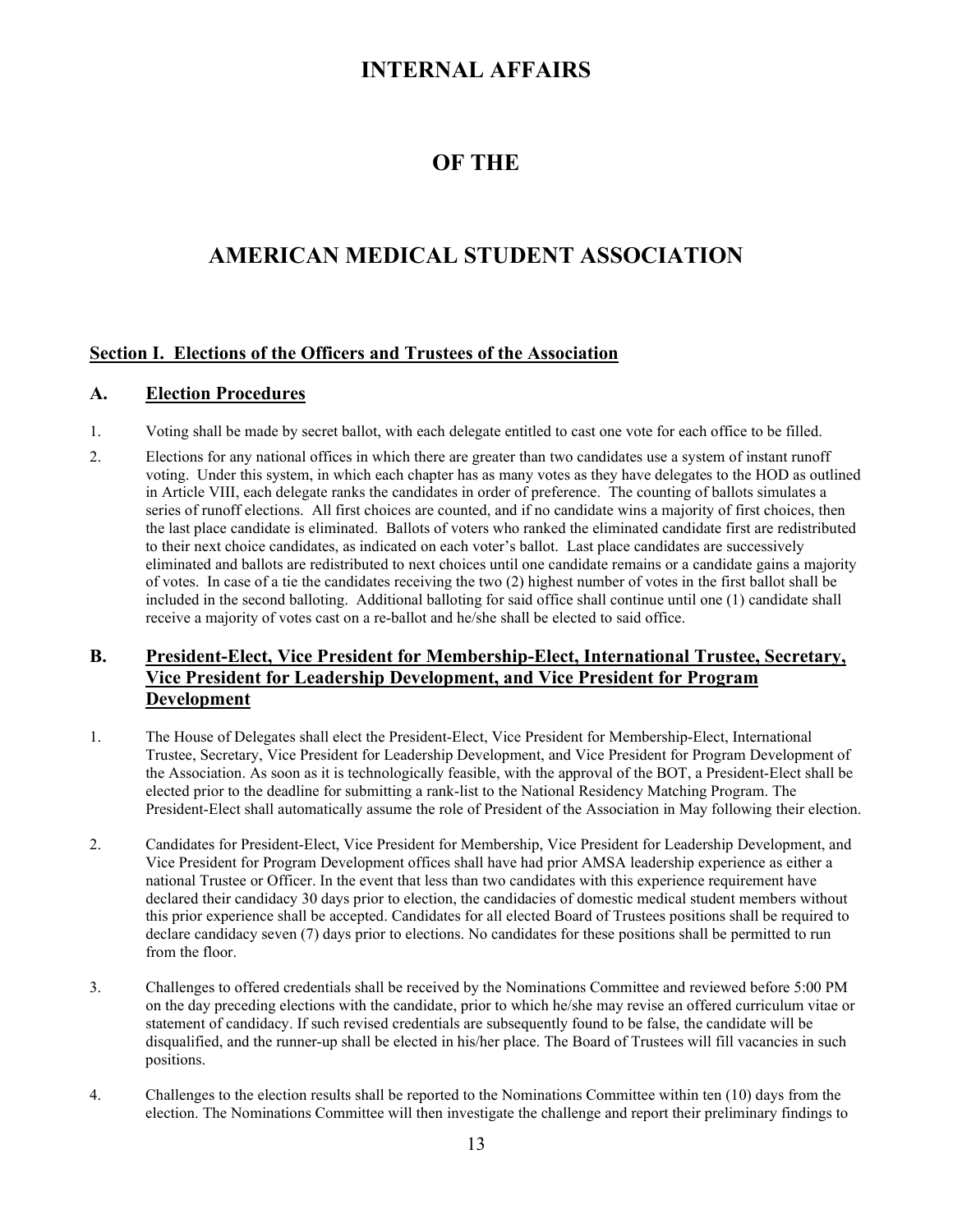# INTERNAL AFFAIRS

# OF THE

# AMERICAN MEDICAL STUDENT ASSOCIATION

## Section I. Elections of the Officers and Trustees of the Association

### A. Election Procedures

1. Voting shall be made by secret ballot, with each delegate entitled to cast one vote for each office to be filled.

2. Elections for any national offices in which there are greater than two candidates use a system of instant runoff voting. Under this system, in which each chapter has as many votes as they have delegates to the HOD as outlined in Article VIII, each delegate ranks the candidates in order of preference. The counting of ballots simulates a series of runoff elections. All first choices are counted, and if no candidate wins a majority of first choices, then the last place candidate is eliminated. Ballots of voters who ranked the eliminated candidate first are redistributed to their next choice candidates, as indicated on each voter's ballot. Last place candidates are successively eliminated and ballots are redistributed to next choices until one candidate remains or a candidate gains a majority of votes. In case of a tie the candidates receiving the two (2) highest number of votes in the first ballot shall be included in the second balloting. Additional balloting for said office shall continue until one (1) candidate shall receive a majority of votes cast on a re-ballot and he/she shall be elected to said office.

### B. President-Elect, Vice President for Membership-Elect, International Trustee, Secretary, Vice President for Leadership Development, and Vice President for Program Development

1. The House of Delegates shall elect the President-Elect, Vice President for Membership-Elect, International Trustee, Secretary, Vice President for Leadership Development, and Vice President for Program Development of the Association. As soon as it is technologically feasible, with the approval of the BOT, a President-Elect shall be elected prior to the deadline for submitting a rank-list to the National Residency Matching Program. The President-Elect shall automatically assume the role of President of the Association in May following their election.

2. Candidates for President-Elect, Vice President for Membership, Vice President for Leadership Development, and Vice President for Program Development offices shall have had prior AMSA leadership experience as either a national Trustee or Officer. In the event that less than two candidates with this experience requirement have declared their candidacy 30 days prior to election, the candidacies of domestic medical student members without this prior experience shall be accepted. Candidates for all elected Board of Trustees positions shall be required to declare candidacy seven (7) days prior to elections. No candidates for these positions shall be permitted to run from the floor.

3. Challenges to offered credentials shall be received by the Nominations Committee and reviewed before 5:00 PM on the day preceding elections with the candidate, prior to which he/she may revise an offered curriculum vitae or statement of candidacy. If such revised credentials are subsequently found to be false, the candidate will be disqualified, and the runner-up shall be elected in his/her place. The Board of Trustees will fill vacancies in such positions.

4. Challenges to the election results shall be reported to the Nominations Committee within ten (10) days from the election. The Nominations Committee will then investigate the challenge and report their preliminary findings to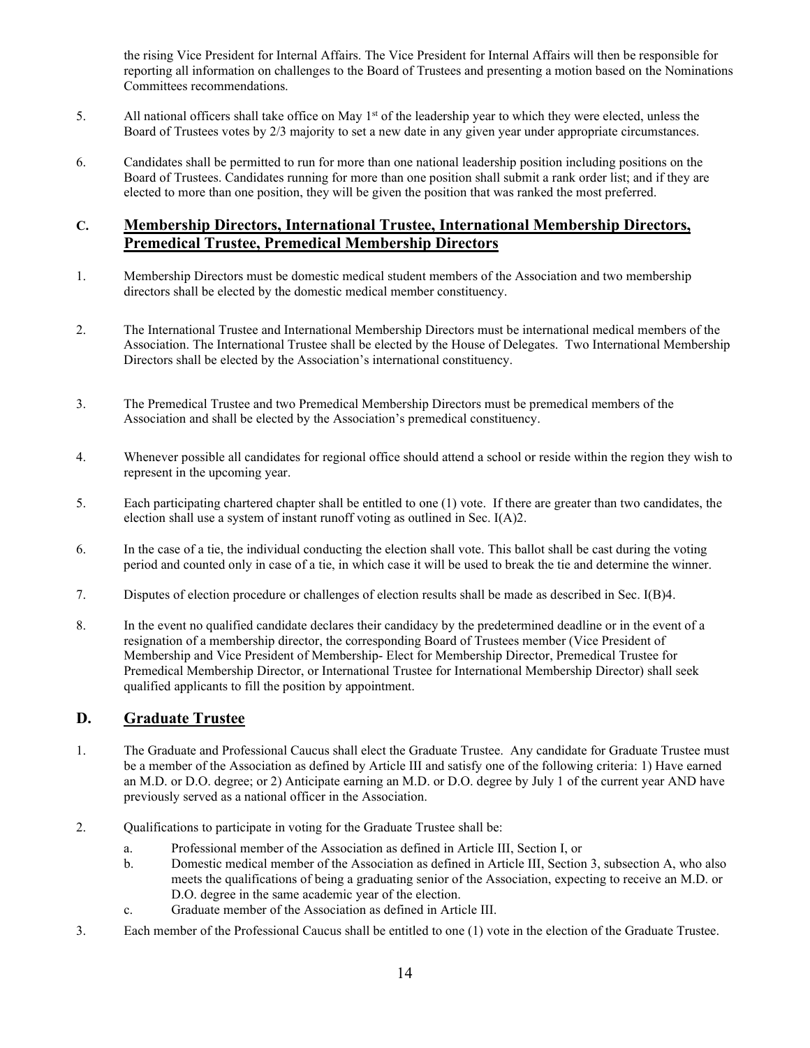the rising Vice President for Internal Affairs. The Vice President for Internal Affairs will then be responsible for reporting all information on challenges to the Board of Trustees and presenting a motion based on the Nominations Committees recommendations.

5. All national officers shall take office on May 1st of the leadership year to which they were elected, unless the Board of Trustees votes by 2/3 majority to set a new date in any given year under appropriate circumstances.

6. Candidates shall be permitted to run for more than one national leadership position including positions on the Board of Trustees. Candidates running for more than one position shall submit a rank order list; and if they are elected to more than one position, they will be given the position that was ranked the most preferred.

## C. Membership Directors, International Trustee, International Membership Directors, Premedical Trustee, Premedical Membership Directors

1. Membership Directors must be domestic medical student members of the Association and two membership directors shall be elected by the domestic medical member constituency.

2. The International Trustee and International Membership Directors must be international medical members of the Association. The International Trustee shall be elected by the House of Delegates. Two International Membership Directors shall be elected by the Association's international constituency.

3. The Premedical Trustee and two Premedical Membership Directors must be premedical members of the Association and shall be elected by the Association's premedical constituency.

4. Whenever possible all candidates for regional office should attend a school or reside within the region they wish to represent in the upcoming year.

5. Each participating chartered chapter shall be entitled to one (1) vote. If there are greater than two candidates, the election shall use a system of instant runoff voting as outlined in Sec. I(A)2.

6. In the case of a tie, the individual conducting the election shall vote. This ballot shall be cast during the voting period and counted only in case of a tie, in which case it will be used to break the tie and determine the winner.

7. Disputes of election procedure or challenges of election results shall be made as described in Sec. I(B)4.

8. In the event no qualified candidate declares their candidacy by the predetermined deadline or in the event of a resignation of a membership director, the corresponding Board of Trustees member (Vice President of Membership and Vice President of Membership- Elect for Membership Director, Premedical Trustee for Premedical Membership Director, or International Trustee for International Membership Director) shall seek qualified applicants to fill the position by appointment.

## D. Graduate Trustee

1. The Graduate and Professional Caucus shall elect the Graduate Trustee. Any candidate for Graduate Trustee must be a member of the Association as defined by Article III and satisfy one of the following criteria: 1) Have earned an M.D. or D.O. degree; or 2) Anticipate earning an M.D. or D.O. degree by July 1 of the current year AND have previously served as a national officer in the Association.

2. Qualifications to participate in voting for the Graduate Trustee shall be:
   a. Professional member of the Association as defined in Article III, Section I, or
   b. Domestic medical member of the Association as defined in Article III, Section 3, subsection A, who also meets the qualifications of being a graduating senior of the Association, expecting to receive an M.D. or D.O. degree in the same academic year of the election.
   c. Graduate member of the Association as defined in Article III.

3. Each member of the Professional Caucus shall be entitled to one (1) vote in the election of the Graduate Trustee.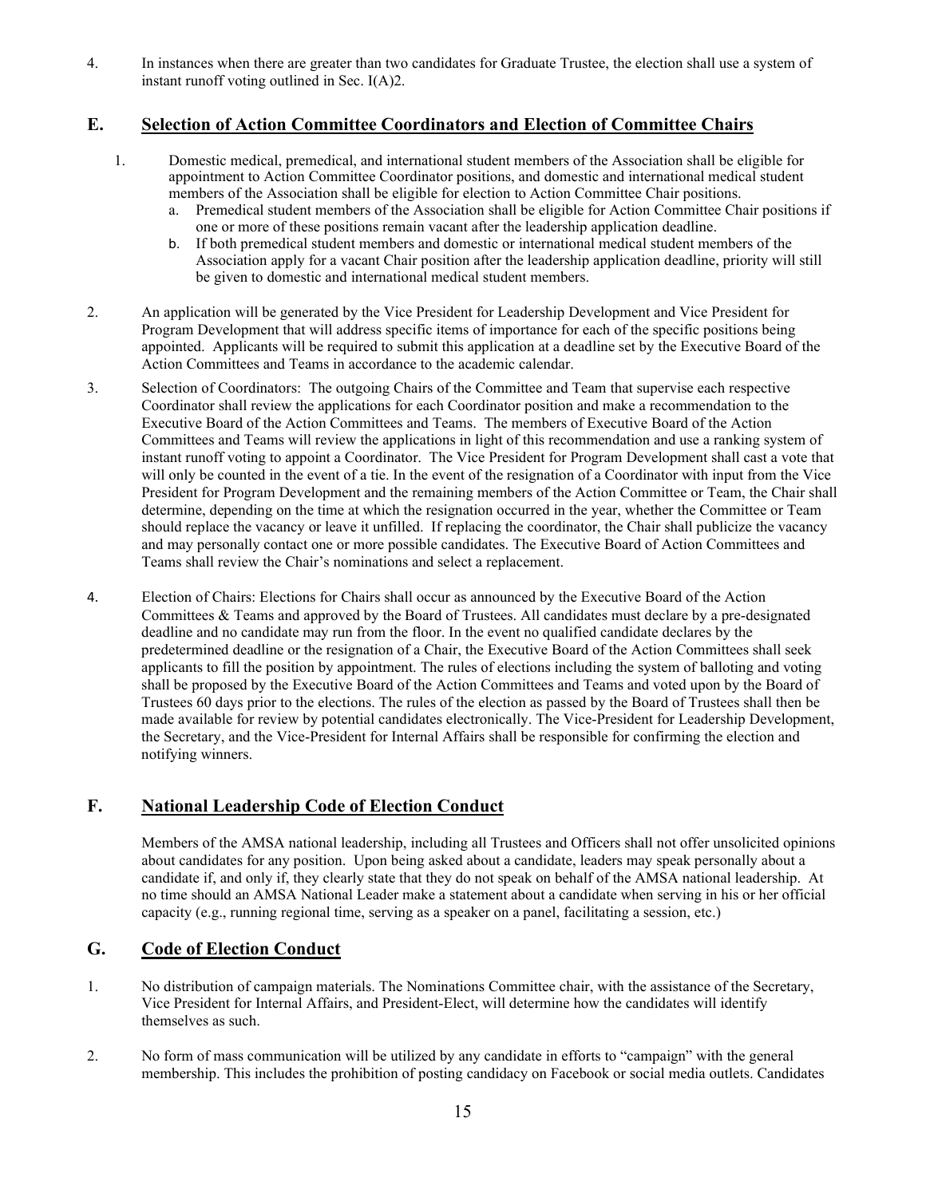4. In instances when there are greater than two candidates for Graduate Trustee, the election shall use a system of instant runoff voting outlined in Sec. I(A)2.

## E. Selection of Action Committee Coordinators and Election of Committee Chairs

1. Domestic medical, premedical, and international student members of the Association shall be eligible for appointment to Action Committee Coordinator positions, and domestic and international medical student members of the Association shall be eligible for election to Action Committee Chair positions.
   a. Premedical student members of the Association shall be eligible for Action Committee Chair positions if one or more of these positions remain vacant after the leadership application deadline.
   b. If both premedical student members and domestic or international medical student members of the Association apply for a vacant Chair position after the leadership application deadline, priority will still be given to domestic and international medical student members.

2. An application will be generated by the Vice President for Leadership Development and Vice President for Program Development that will address specific items of importance for each of the specific positions being appointed. Applicants will be required to submit this application at a deadline set by the Executive Board of the Action Committees and Teams in accordance to the academic calendar.

3. Selection of Coordinators: The outgoing Chairs of the Committee and Team that supervise each respective Coordinator shall review the applications for each Coordinator position and make a recommendation to the Executive Board of the Action Committees and Teams. The members of Executive Board of the Action Committees and Teams will review the applications in light of this recommendation and use a ranking system of instant runoff voting to appoint a Coordinator. The Vice President for Program Development shall cast a vote that will only be counted in the event of a tie. In the event of the resignation of a Coordinator with input from the Vice President for Program Development and the remaining members of the Action Committee or Team, the Chair shall determine, depending on the time at which the resignation occurred in the year, whether the Committee or Team should replace the vacancy or leave it unfilled. If replacing the coordinator, the Chair shall publicize the vacancy and may personally contact one or more possible candidates. The Executive Board of Action Committees and Teams shall review the Chair's nominations and select a replacement.

4. Election of Chairs: Elections for Chairs shall occur as announced by the Executive Board of the Action Committees & Teams and approved by the Board of Trustees. All candidates must declare by a pre-designated deadline and no candidate may run from the floor. In the event no qualified candidate declares by the predetermined deadline or the resignation of a Chair, the Executive Board of the Action Committees shall seek applicants to fill the position by appointment. The rules of elections including the system of balloting and voting shall be proposed by the Executive Board of the Action Committees and Teams and voted upon by the Board of Trustees 60 days prior to the elections. The rules of the election as passed by the Board of Trustees shall then be made available for review by potential candidates electronically. The Vice-President for Leadership Development, the Secretary, and the Vice-President for Internal Affairs shall be responsible for confirming the election and notifying winners.

## F. National Leadership Code of Election Conduct

Members of the AMSA national leadership, including all Trustees and Officers shall not offer unsolicited opinions about candidates for any position. Upon being asked about a candidate, leaders may speak personally about a candidate if, and only if, they clearly state that they do not speak on behalf of the AMSA national leadership. At no time should an AMSA National Leader make a statement about a candidate when serving in his or her official capacity (e.g., running regional time, serving as a speaker on a panel, facilitating a session, etc.)

## G. Code of Election Conduct

1. No distribution of campaign materials. The Nominations Committee chair, with the assistance of the Secretary, Vice President for Internal Affairs, and President-Elect, will determine how the candidates will identify themselves as such.

2. No form of mass communication will be utilized by any candidate in efforts to "campaign" with the general membership. This includes the prohibition of posting candidacy on Facebook or social media outlets. Candidates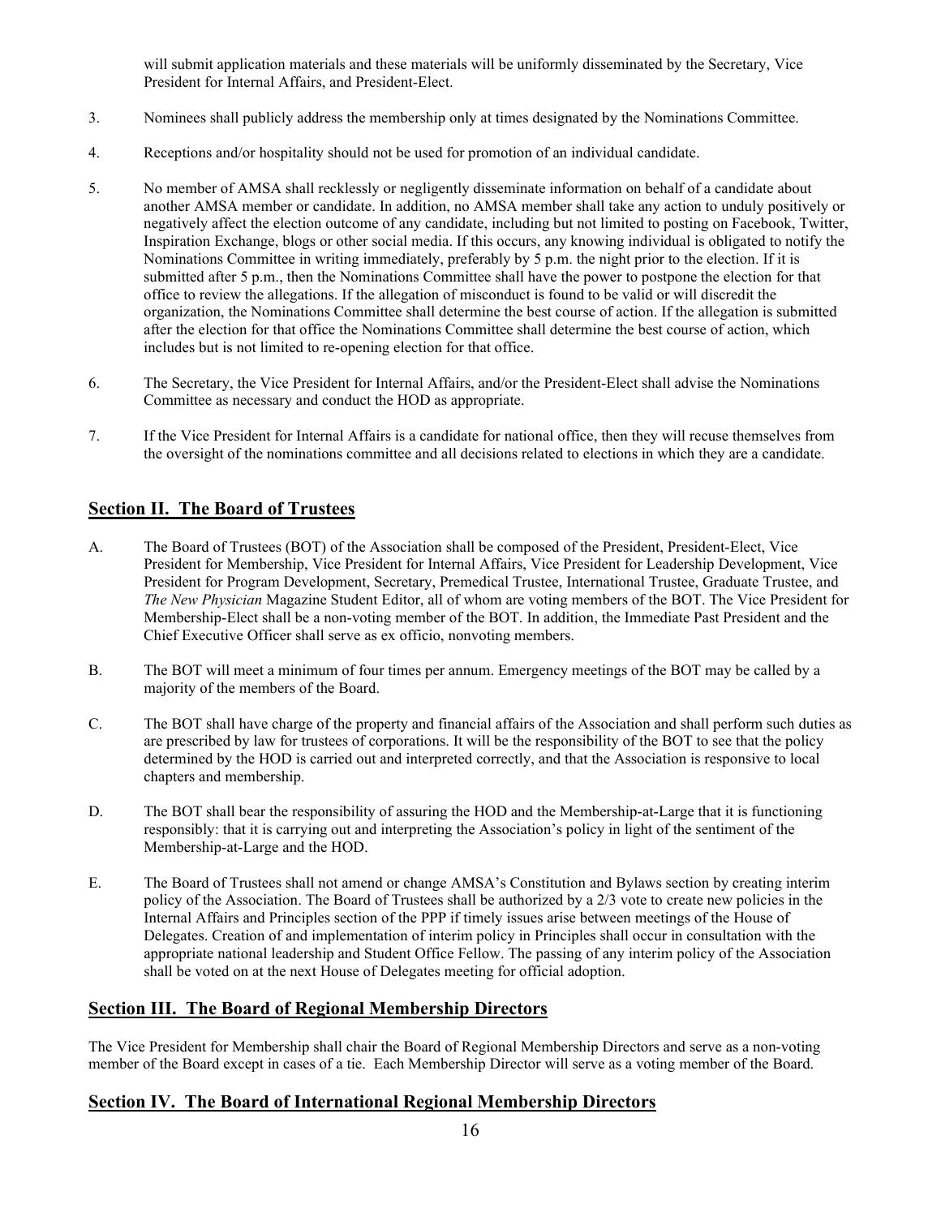will submit application materials and these materials will be uniformly disseminated by the Secretary, Vice President for Internal Affairs, and President-Elect.

3. Nominees shall publicly address the membership only at times designated by the Nominations Committee.

4. Receptions and/or hospitality should not be used for promotion of an individual candidate.

5. No member of AMSA shall recklessly or negligently disseminate information on behalf of a candidate about another AMSA member or candidate. In addition, no AMSA member shall take any action to unduly positively or negatively affect the election outcome of any candidate, including but not limited to posting on Facebook, Twitter, Inspiration Exchange, blogs or other social media. If this occurs, any knowing individual is obligated to notify the Nominations Committee in writing immediately, preferably by 5 p.m. the night prior to the election. If it is submitted after 5 p.m., then the Nominations Committee shall have the power to postpone the election for that office to review the allegations. If the allegation of misconduct is found to be valid or will discredit the organization, the Nominations Committee shall determine the best course of action. If the allegation is submitted after the election for that office the Nominations Committee shall determine the best course of action, which includes but is not limited to re-opening election for that office.

6. The Secretary, the Vice President for Internal Affairs, and/or the President-Elect shall advise the Nominations Committee as necessary and conduct the HOD as appropriate.

7. If the Vice President for Internal Affairs is a candidate for national office, then they will recuse themselves from the oversight of the nominations committee and all decisions related to elections in which they are a candidate.

## Section II. The Board of Trustees

A. The Board of Trustees (BOT) of the Association shall be composed of the President, President-Elect, Vice President for Membership, Vice President for Internal Affairs, Vice President for Leadership Development, Vice President for Program Development, Secretary, Premedical Trustee, International Trustee, Graduate Trustee, and *The New Physician* Magazine Student Editor, all of whom are voting members of the BOT. The Vice President for Membership-Elect shall be a non-voting member of the BOT. In addition, the Immediate Past President and the Chief Executive Officer shall serve as ex officio, nonvoting members.

B. The BOT will meet a minimum of four times per annum. Emergency meetings of the BOT may be called by a majority of the members of the Board.

C. The BOT shall have charge of the property and financial affairs of the Association and shall perform such duties as are prescribed by law for trustees of corporations. It will be the responsibility of the BOT to see that the policy determined by the HOD is carried out and interpreted correctly, and that the Association is responsive to local chapters and membership.

D. The BOT shall bear the responsibility of assuring the HOD and the Membership-at-Large that it is functioning responsibly: that it is carrying out and interpreting the Association's policy in light of the sentiment of the Membership-at-Large and the HOD.

E. The Board of Trustees shall not amend or change AMSA's Constitution and Bylaws section by creating interim policy of the Association. The Board of Trustees shall be authorized by a 2/3 vote to create new policies in the Internal Affairs and Principles section of the PPP if timely issues arise between meetings of the House of Delegates. Creation of and implementation of interim policy in Principles shall occur in consultation with the appropriate national leadership and Student Office Fellow. The passing of any interim policy of the Association shall be voted on at the next House of Delegates meeting for official adoption.

## Section III. The Board of Regional Membership Directors

The Vice President for Membership shall chair the Board of Regional Membership Directors and serve as a non-voting member of the Board except in cases of a tie. Each Membership Director will serve as a voting member of the Board.

## Section IV. The Board of International Regional Membership Directors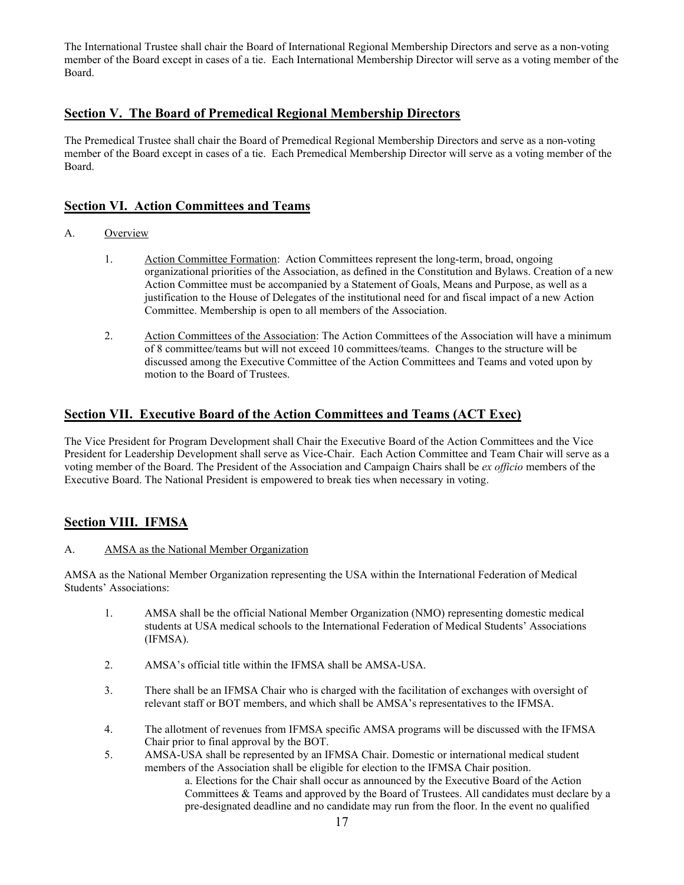The International Trustee shall chair the Board of International Regional Membership Directors and serve as a non-voting member of the Board except in cases of a tie. Each International Membership Director will serve as a voting member of the Board.

## Section V. The Board of Premedical Regional Membership Directors

The Premedical Trustee shall chair the Board of Premedical Regional Membership Directors and serve as a non-voting member of the Board except in cases of a tie. Each Premedical Membership Director will serve as a voting member of the Board.

## Section VI. Action Committees and Teams

A. Overview

1. Action Committee Formation: Action Committees represent the long-term, broad, ongoing organizational priorities of the Association, as defined in the Constitution and Bylaws. Creation of a new Action Committee must be accompanied by a Statement of Goals, Means and Purpose, as well as a justification to the House of Delegates of the institutional need for and fiscal impact of a new Action Committee. Membership is open to all members of the Association.

2. Action Committees of the Association: The Action Committees of the Association will have a minimum of 8 committee/teams but will not exceed 10 committees/teams. Changes to the structure will be discussed among the Executive Committee of the Action Committees and Teams and voted upon by motion to the Board of Trustees.

## Section VII. Executive Board of the Action Committees and Teams (ACT Exec)

The Vice President for Program Development shall Chair the Executive Board of the Action Committees and the Vice President for Leadership Development shall serve as Vice-Chair. Each Action Committee and Team Chair will serve as a voting member of the Board. The President of the Association and Campaign Chairs shall be *ex officio* members of the Executive Board. The National President is empowered to break ties when necessary in voting.

## Section VIII. IFMSA

A. AMSA as the National Member Organization

AMSA as the National Member Organization representing the USA within the International Federation of Medical Students' Associations:

1. AMSA shall be the official National Member Organization (NMO) representing domestic medical students at USA medical schools to the International Federation of Medical Students' Associations (IFMSA).

2. AMSA's official title within the IFMSA shall be AMSA-USA.

3. There shall be an IFMSA Chair who is charged with the facilitation of exchanges with oversight of relevant staff or BOT members, and which shall be AMSA's representatives to the IFMSA.

4. The allotment of revenues from IFMSA specific AMSA programs will be discussed with the IFMSA Chair prior to final approval by the BOT.

5. AMSA-USA shall be represented by an IFMSA Chair. Domestic or international medical student members of the Association shall be eligible for election to the IFMSA Chair position.

   a. Elections for the Chair shall occur as announced by the Executive Board of the Action Committees & Teams and approved by the Board of Trustees. All candidates must declare by a pre-designated deadline and no candidate may run from the floor. In the event no qualified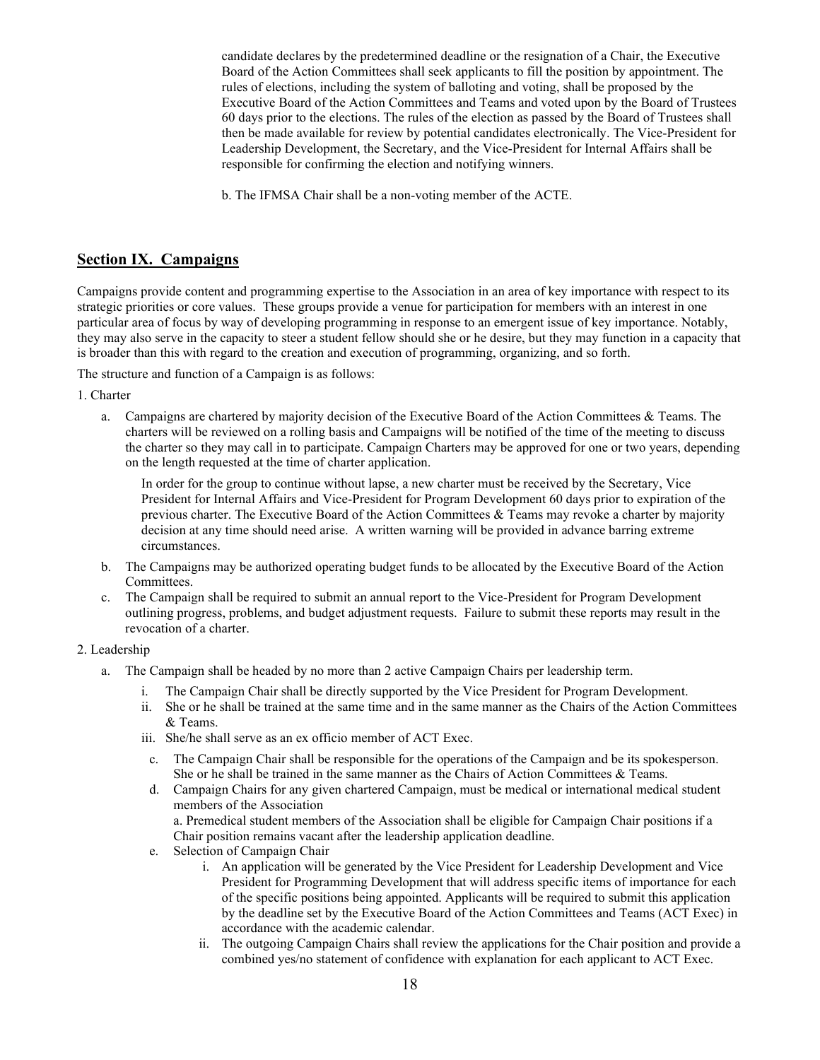candidate declares by the predetermined deadline or the resignation of a Chair, the Executive Board of the Action Committees shall seek applicants to fill the position by appointment. The rules of elections, including the system of balloting and voting, shall be proposed by the Executive Board of the Action Committees and Teams and voted upon by the Board of Trustees 60 days prior to the elections. The rules of the election as passed by the Board of Trustees shall then be made available for review by potential candidates electronically. The Vice-President for Leadership Development, the Secretary, and the Vice-President for Internal Affairs shall be responsible for confirming the election and notifying winners.

b. The IFMSA Chair shall be a non-voting member of the ACTE.

## Section IX. Campaigns

Campaigns provide content and programming expertise to the Association in an area of key importance with respect to its strategic priorities or core values. These groups provide a venue for participation for members with an interest in one particular area of focus by way of developing programming in response to an emergent issue of key importance. Notably, they may also serve in the capacity to steer a student fellow should she or he desire, but they may function in a capacity that is broader than this with regard to the creation and execution of programming, organizing, and so forth.

The structure and function of a Campaign is as follows:

1. Charter

   a. Campaigns are chartered by majority decision of the Executive Board of the Action Committees & Teams. The charters will be reviewed on a rolling basis and Campaigns will be notified of the time of the meeting to discuss the charter so they may call in to participate. Campaign Charters may be approved for one or two years, depending on the length requested at the time of charter application.

      In order for the group to continue without lapse, a new charter must be received by the Secretary, Vice President for Internal Affairs and Vice-President for Program Development 60 days prior to expiration of the previous charter. The Executive Board of the Action Committees & Teams may revoke a charter by majority decision at any time should need arise. A written warning will be provided in advance barring extreme circumstances.

   b. The Campaigns may be authorized operating budget funds to be allocated by the Executive Board of the Action Committees.

   c. The Campaign shall be required to submit an annual report to the Vice-President for Program Development outlining progress, problems, and budget adjustment requests. Failure to submit these reports may result in the revocation of a charter.

2. Leadership

   a. The Campaign shall be headed by no more than 2 active Campaign Chairs per leadership term.

      i. The Campaign Chair shall be directly supported by the Vice President for Program Development.

      ii. She or he shall be trained at the same time and in the same manner as the Chairs of the Action Committees & Teams.

      iii. She/he shall serve as an ex officio member of ACT Exec.

   c. The Campaign Chair shall be responsible for the operations of the Campaign and be its spokesperson. She or he shall be trained in the same manner as the Chairs of Action Committees & Teams.

   d. Campaign Chairs for any given chartered Campaign, must be medical or international medical student members of the Association

      a. Premedical student members of the Association shall be eligible for Campaign Chair positions if a Chair position remains vacant after the leadership application deadline.

   e. Selection of Campaign Chair

      i. An application will be generated by the Vice President for Leadership Development and Vice President for Programming Development that will address specific items of importance for each of the specific positions being appointed. Applicants will be required to submit this application by the deadline set by the Executive Board of the Action Committees and Teams (ACT Exec) in accordance with the academic calendar.

      ii. The outgoing Campaign Chairs shall review the applications for the Chair position and provide a combined yes/no statement of confidence with explanation for each applicant to ACT Exec.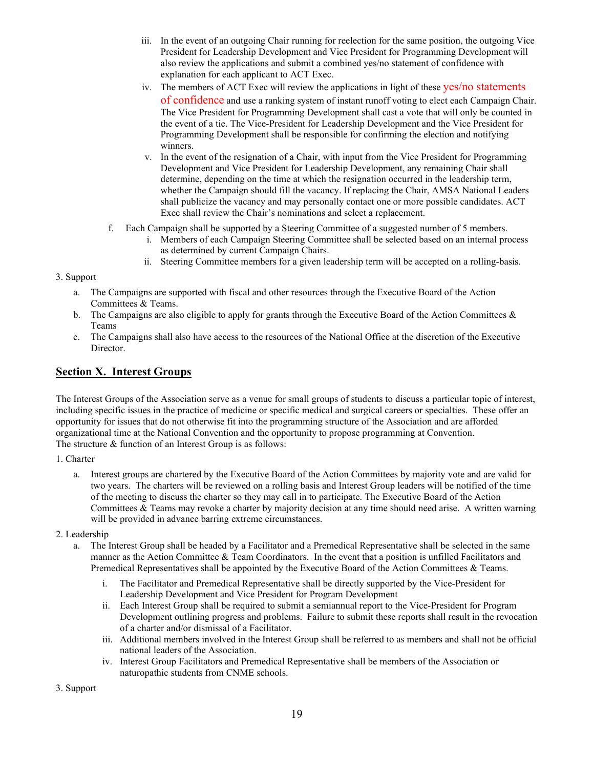iii. In the event of an outgoing Chair running for reelection for the same position, the outgoing Vice President for Leadership Development and Vice President for Programming Development will also review the applications and submit a combined yes/no statement of confidence with explanation for each applicant to ACT Exec.

iv. The members of ACT Exec will review the applications in light of these yes/no statements of confidence and use a ranking system of instant runoff voting to elect each Campaign Chair. The Vice President for Programming Development shall cast a vote that will only be counted in the event of a tie. The Vice-President for Leadership Development and the Vice President for Programming Development shall be responsible for confirming the election and notifying winners.

v. In the event of the resignation of a Chair, with input from the Vice President for Programming Development and Vice President for Leadership Development, any remaining Chair shall determine, depending on the time at which the resignation occurred in the leadership term, whether the Campaign should fill the vacancy. If replacing the Chair, AMSA National Leaders shall publicize the vacancy and may personally contact one or more possible candidates. ACT Exec shall review the Chair's nominations and select a replacement.

f. Each Campaign shall be supported by a Steering Committee of a suggested number of 5 members.

   i. Members of each Campaign Steering Committee shall be selected based on an internal process as determined by current Campaign Chairs.

   ii. Steering Committee members for a given leadership term will be accepted on a rolling-basis.

3. Support

   a. The Campaigns are supported with fiscal and other resources through the Executive Board of the Action Committees & Teams.

   b. The Campaigns are also eligible to apply for grants through the Executive Board of the Action Committees & Teams

   c. The Campaigns shall also have access to the resources of the National Office at the discretion of the Executive Director.

## Section X. Interest Groups

The Interest Groups of the Association serve as a venue for small groups of students to discuss a particular topic of interest, including specific issues in the practice of medicine or specific medical and surgical careers or specialties. These offer an opportunity for issues that do not otherwise fit into the programming structure of the Association and are afforded organizational time at the National Convention and the opportunity to propose programming at Convention.
The structure & function of an Interest Group is as follows:

1. Charter

   a. Interest groups are chartered by the Executive Board of the Action Committees by majority vote and are valid for two years. The charters will be reviewed on a rolling basis and Interest Group leaders will be notified of the time of the meeting to discuss the charter so they may call in to participate. The Executive Board of the Action Committees & Teams may revoke a charter by majority decision at any time should need arise. A written warning will be provided in advance barring extreme circumstances.

2. Leadership

   a. The Interest Group shall be headed by a Facilitator and a Premedical Representative shall be selected in the same manner as the Action Committee & Team Coordinators. In the event that a position is unfilled Facilitators and Premedical Representatives shall be appointed by the Executive Board of the Action Committees & Teams.

      i. The Facilitator and Premedical Representative shall be directly supported by the Vice-President for Leadership Development and Vice President for Program Development

      ii. Each Interest Group shall be required to submit a semiannual report to the Vice-President for Program Development outlining progress and problems. Failure to submit these reports shall result in the revocation of a charter and/or dismissal of a Facilitator.

      iii. Additional members involved in the Interest Group shall be referred to as members and shall not be official national leaders of the Association.

      iv. Interest Group Facilitators and Premedical Representative shall be members of the Association or naturopathic students from CNME schools.

3. Support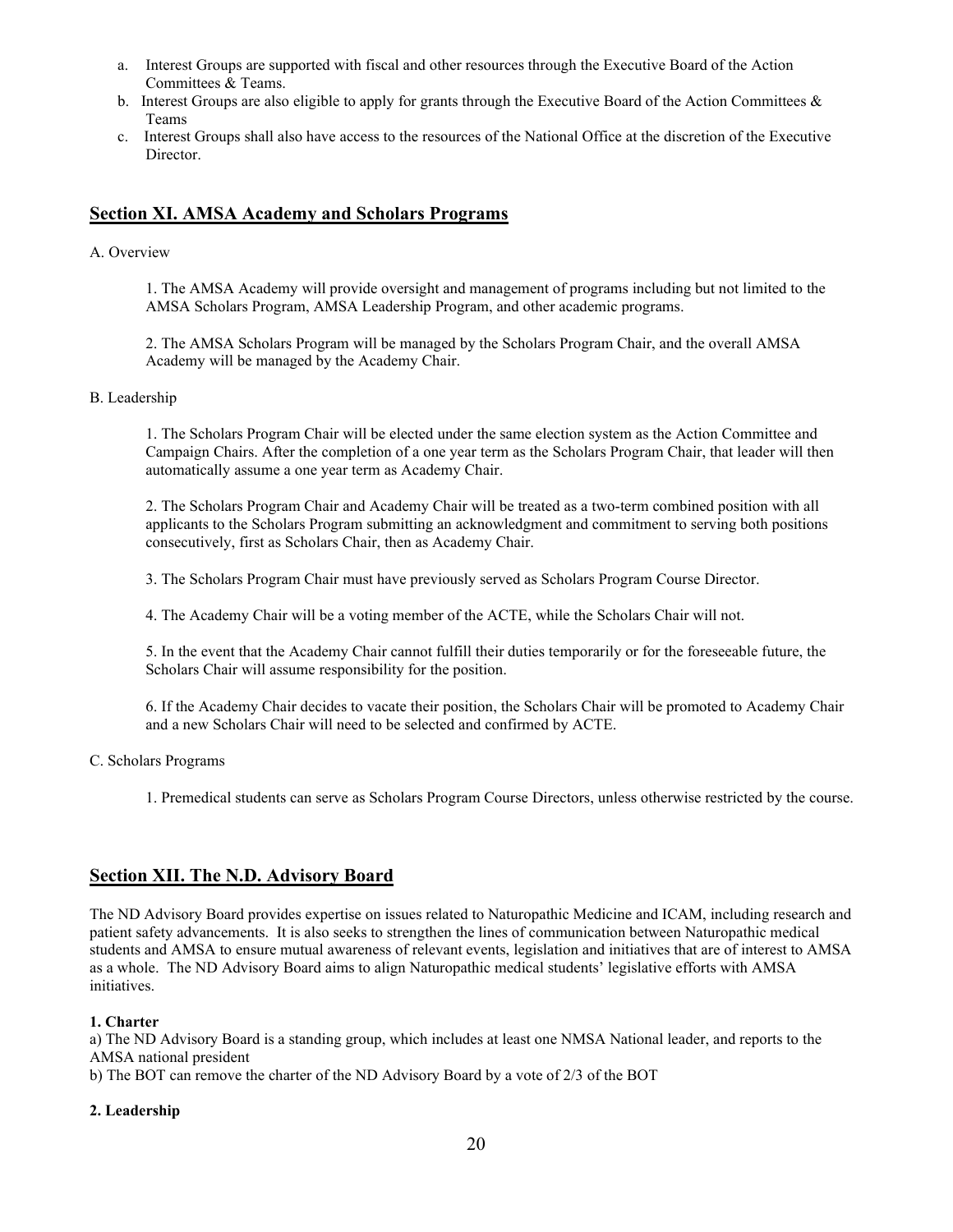a. Interest Groups are supported with fiscal and other resources through the Executive Board of the Action Committees & Teams.
b. Interest Groups are also eligible to apply for grants through the Executive Board of the Action Committees & Teams
c. Interest Groups shall also have access to the resources of the National Office at the discretion of the Executive Director.

## Section XI. AMSA Academy and Scholars Programs

A. Overview

1. The AMSA Academy will provide oversight and management of programs including but not limited to the AMSA Scholars Program, AMSA Leadership Program, and other academic programs.

2. The AMSA Scholars Program will be managed by the Scholars Program Chair, and the overall AMSA Academy will be managed by the Academy Chair.

B. Leadership

1. The Scholars Program Chair will be elected under the same election system as the Action Committee and Campaign Chairs. After the completion of a one year term as the Scholars Program Chair, that leader will then automatically assume a one year term as Academy Chair.

2. The Scholars Program Chair and Academy Chair will be treated as a two-term combined position with all applicants to the Scholars Program submitting an acknowledgment and commitment to serving both positions consecutively, first as Scholars Chair, then as Academy Chair.

3. The Scholars Program Chair must have previously served as Scholars Program Course Director.

4. The Academy Chair will be a voting member of the ACTE, while the Scholars Chair will not.

5. In the event that the Academy Chair cannot fulfill their duties temporarily or for the foreseeable future, the Scholars Chair will assume responsibility for the position.

6. If the Academy Chair decides to vacate their position, the Scholars Chair will be promoted to Academy Chair and a new Scholars Chair will need to be selected and confirmed by ACTE.

C. Scholars Programs

1. Premedical students can serve as Scholars Program Course Directors, unless otherwise restricted by the course.

## Section XII. The N.D. Advisory Board

The ND Advisory Board provides expertise on issues related to Naturopathic Medicine and ICAM, including research and patient safety advancements. It is also seeks to strengthen the lines of communication between Naturopathic medical students and AMSA to ensure mutual awareness of relevant events, legislation and initiatives that are of interest to AMSA as a whole. The ND Advisory Board aims to align Naturopathic medical students' legislative efforts with AMSA initiatives.

**1. Charter**

a) The ND Advisory Board is a standing group, which includes at least one NMSA National leader, and reports to the AMSA national president
b) The BOT can remove the charter of the ND Advisory Board by a vote of 2/3 of the BOT

**2. Leadership**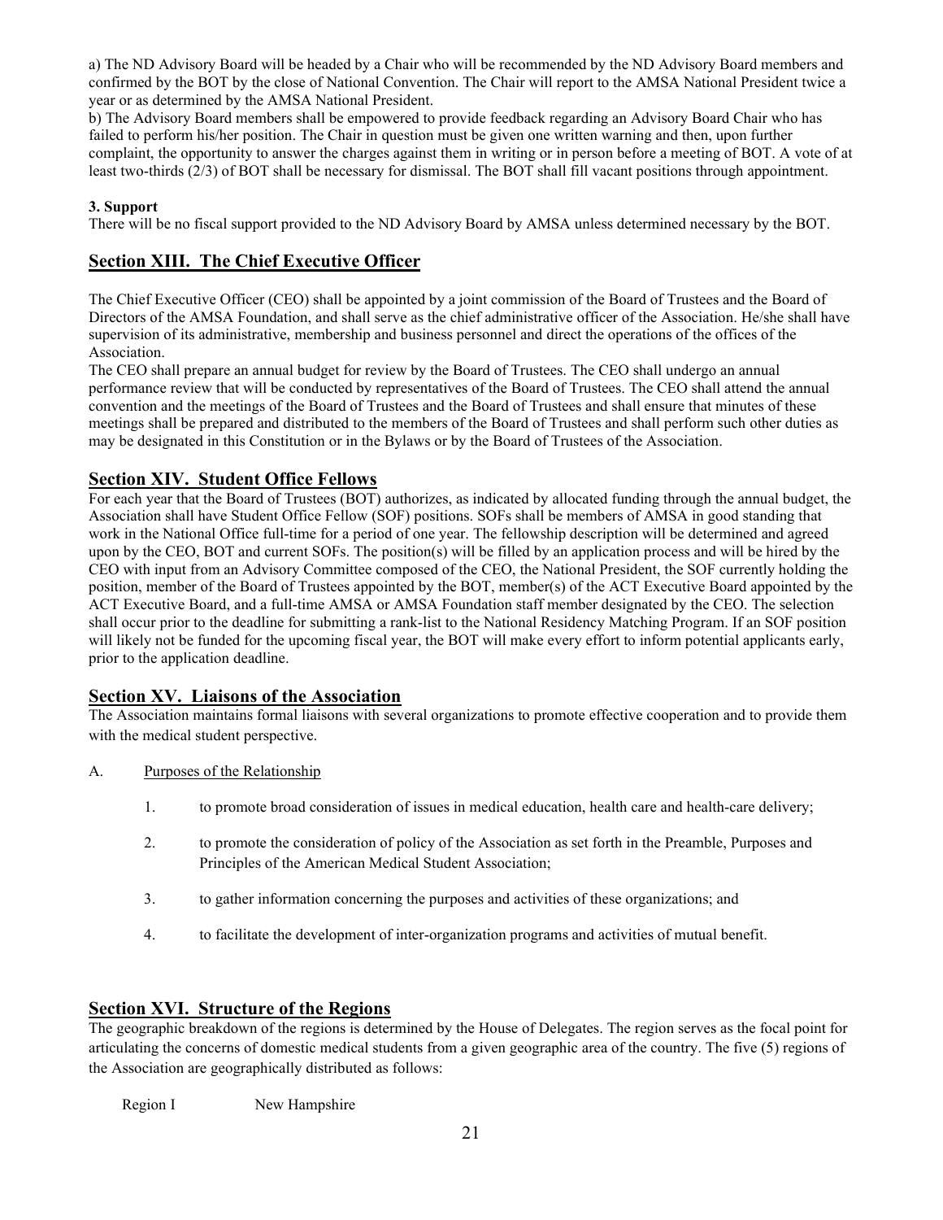a) The ND Advisory Board will be headed by a Chair who will be recommended by the ND Advisory Board members and confirmed by the BOT by the close of National Convention. The Chair will report to the AMSA National President twice a year or as determined by the AMSA National President.

b) The Advisory Board members shall be empowered to provide feedback regarding an Advisory Board Chair who has failed to perform his/her position. The Chair in question must be given one written warning and then, upon further complaint, the opportunity to answer the charges against them in writing or in person before a meeting of BOT. A vote of at least two-thirds (2/3) of BOT shall be necessary for dismissal. The BOT shall fill vacant positions through appointment.

**3. Support**

There will be no fiscal support provided to the ND Advisory Board by AMSA unless determined necessary by the BOT.

## Section XIII. The Chief Executive Officer

The Chief Executive Officer (CEO) shall be appointed by a joint commission of the Board of Trustees and the Board of Directors of the AMSA Foundation, and shall serve as the chief administrative officer of the Association. He/she shall have supervision of its administrative, membership and business personnel and direct the operations of the offices of the Association.

The CEO shall prepare an annual budget for review by the Board of Trustees. The CEO shall undergo an annual performance review that will be conducted by representatives of the Board of Trustees. The CEO shall attend the annual convention and the meetings of the Board of Trustees and the Board of Trustees and shall ensure that minutes of these meetings shall be prepared and distributed to the members of the Board of Trustees and shall perform such other duties as may be designated in this Constitution or in the Bylaws or by the Board of Trustees of the Association.

## Section XIV. Student Office Fellows

For each year that the Board of Trustees (BOT) authorizes, as indicated by allocated funding through the annual budget, the Association shall have Student Office Fellow (SOF) positions. SOFs shall be members of AMSA in good standing that work in the National Office full-time for a period of one year. The fellowship description will be determined and agreed upon by the CEO, BOT and current SOFs. The position(s) will be filled by an application process and will be hired by the CEO with input from an Advisory Committee composed of the CEO, the National President, the SOF currently holding the position, member of the Board of Trustees appointed by the BOT, member(s) of the ACT Executive Board appointed by the ACT Executive Board, and a full-time AMSA or AMSA Foundation staff member designated by the CEO. The selection shall occur prior to the deadline for submitting a rank-list to the National Residency Matching Program. If an SOF position will likely not be funded for the upcoming fiscal year, the BOT will make every effort to inform potential applicants early, prior to the application deadline.

## Section XV. Liaisons of the Association

The Association maintains formal liaisons with several organizations to promote effective cooperation and to provide them with the medical student perspective.

A. Purposes of the Relationship

1. to promote broad consideration of issues in medical education, health care and health-care delivery;
2. to promote the consideration of policy of the Association as set forth in the Preamble, Purposes and Principles of the American Medical Student Association;
3. to gather information concerning the purposes and activities of these organizations; and
4. to facilitate the development of inter-organization programs and activities of mutual benefit.

## Section XVI. Structure of the Regions

The geographic breakdown of the regions is determined by the House of Delegates. The region serves as the focal point for articulating the concerns of domestic medical students from a given geographic area of the country. The five (5) regions of the Association are geographically distributed as follows:

Region I New Hampshire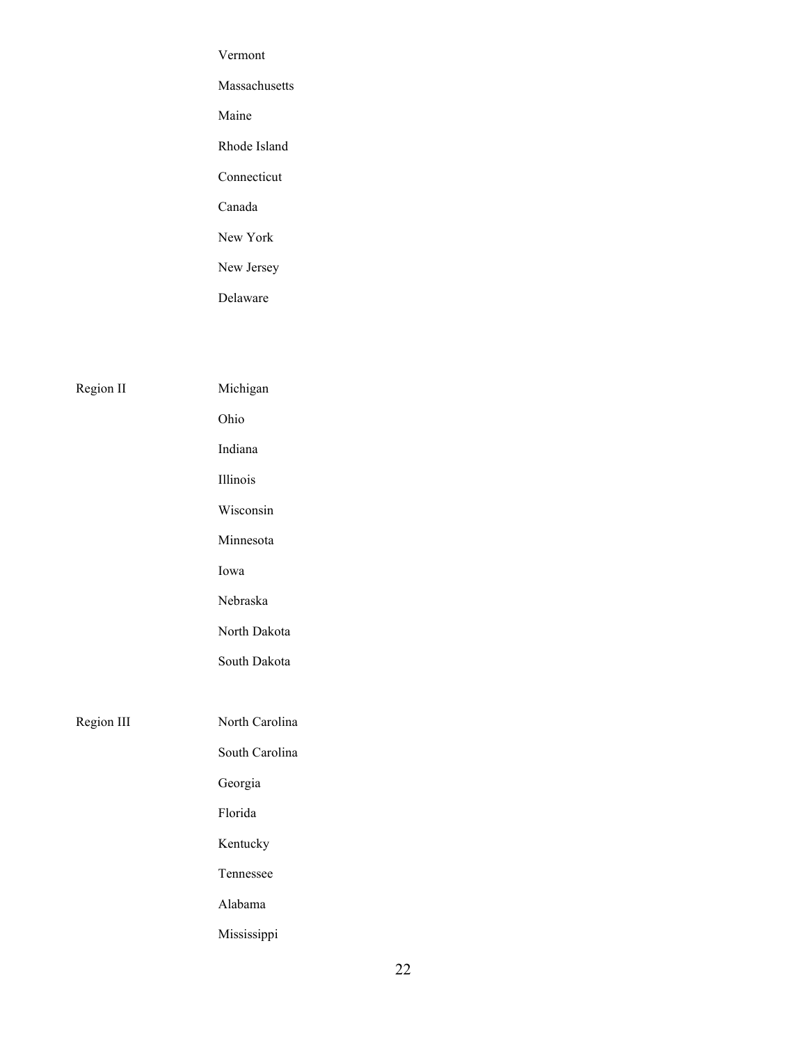| | |
|---|---|
| | Vermont |
| | Massachusetts |
| | Maine |
| | Rhode Island |
| | Connecticut |
| | Canada |
| | New York |
| | New Jersey |
| | Delaware |
| Region II | Michigan |
| | Ohio |
| | Indiana |
| | Illinois |
| | Wisconsin |
| | Minnesota |
| | Iowa |
| | Nebraska |
| | North Dakota |
| | South Dakota |
| Region III | North Carolina |
| | South Carolina |
| | Georgia |
| | Florida |
| | Kentucky |
| | Tennessee |
| | Alabama |
| | Mississippi |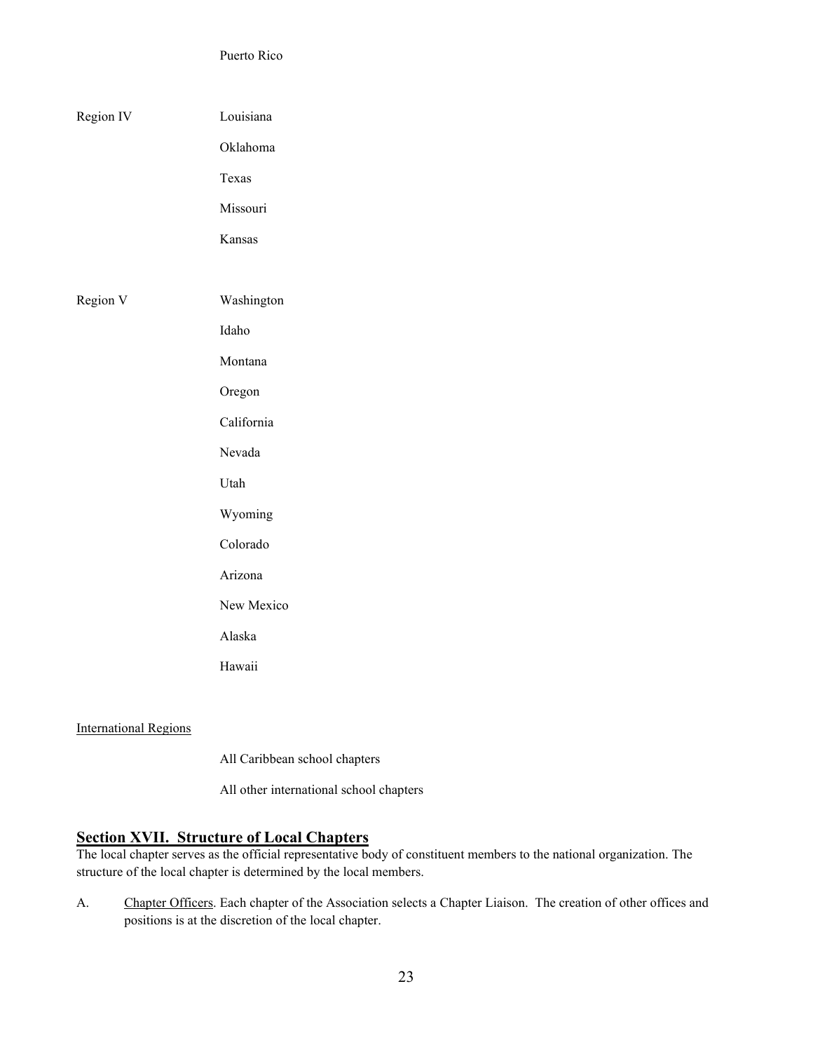Puerto Rico

Region IV

Louisiana

Oklahoma

Texas

Missouri

Kansas

Region V

Washington

Idaho

Montana

Oregon

California

Nevada

Utah

Wyoming

Colorado

Arizona

New Mexico

Alaska

Hawaii

International Regions

All Caribbean school chapters

All other international school chapters

## Section XVII. Structure of Local Chapters

The local chapter serves as the official representative body of constituent members to the national organization. The structure of the local chapter is determined by the local members.

A. Chapter Officers. Each chapter of the Association selects a Chapter Liaison. The creation of other offices and positions is at the discretion of the local chapter.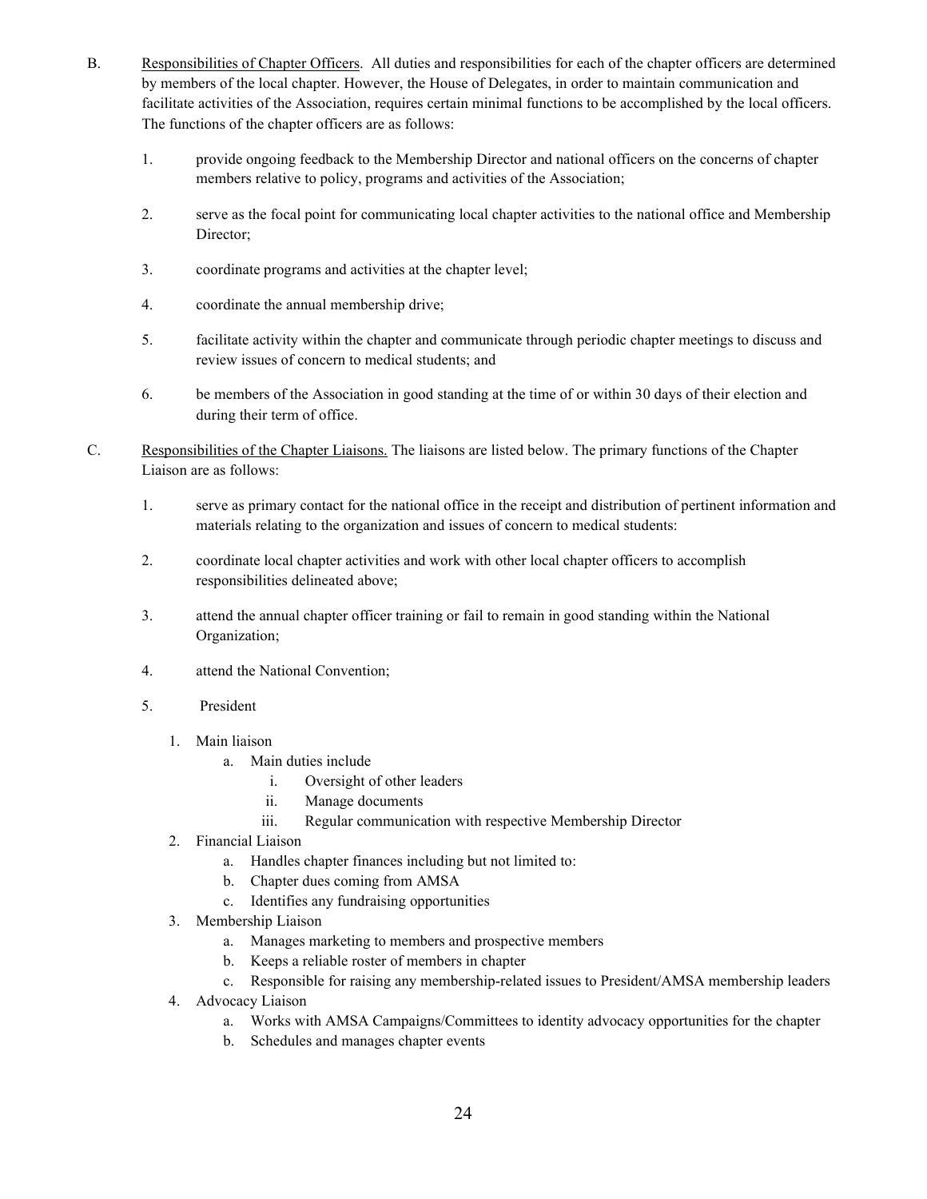B. <u>Responsibilities of Chapter Officers</u>. All duties and responsibilities for each of the chapter officers are determined by members of the local chapter. However, the House of Delegates, in order to maintain communication and facilitate activities of the Association, requires certain minimal functions to be accomplished by the local officers. The functions of the chapter officers are as follows:

1. provide ongoing feedback to the Membership Director and national officers on the concerns of chapter members relative to policy, programs and activities of the Association;
2. serve as the focal point for communicating local chapter activities to the national office and Membership Director;
3. coordinate programs and activities at the chapter level;
4. coordinate the annual membership drive;
5. facilitate activity within the chapter and communicate through periodic chapter meetings to discuss and review issues of concern to medical students; and
6. be members of the Association in good standing at the time of or within 30 days of their election and during their term of office.

C. <u>Responsibilities of the Chapter Liaisons.</u> The liaisons are listed below. The primary functions of the Chapter Liaison are as follows:

1. serve as primary contact for the national office in the receipt and distribution of pertinent information and materials relating to the organization and issues of concern to medical students:
2. coordinate local chapter activities and work with other local chapter officers to accomplish responsibilities delineated above;
3. attend the annual chapter officer training or fail to remain in good standing within the National Organization;
4. attend the National Convention;
5. President

   1. Main liaison
      a. Main duties include
         i. Oversight of other leaders
         ii. Manage documents
         iii. Regular communication with respective Membership Director
   2. Financial Liaison
      a. Handles chapter finances including but not limited to:
      b. Chapter dues coming from AMSA
      c. Identifies any fundraising opportunities
   3. Membership Liaison
      a. Manages marketing to members and prospective members
      b. Keeps a reliable roster of members in chapter
      c. Responsible for raising any membership-related issues to President/AMSA membership leaders
   4. Advocacy Liaison
      a. Works with AMSA Campaigns/Committees to identity advocacy opportunities for the chapter
      b. Schedules and manages chapter events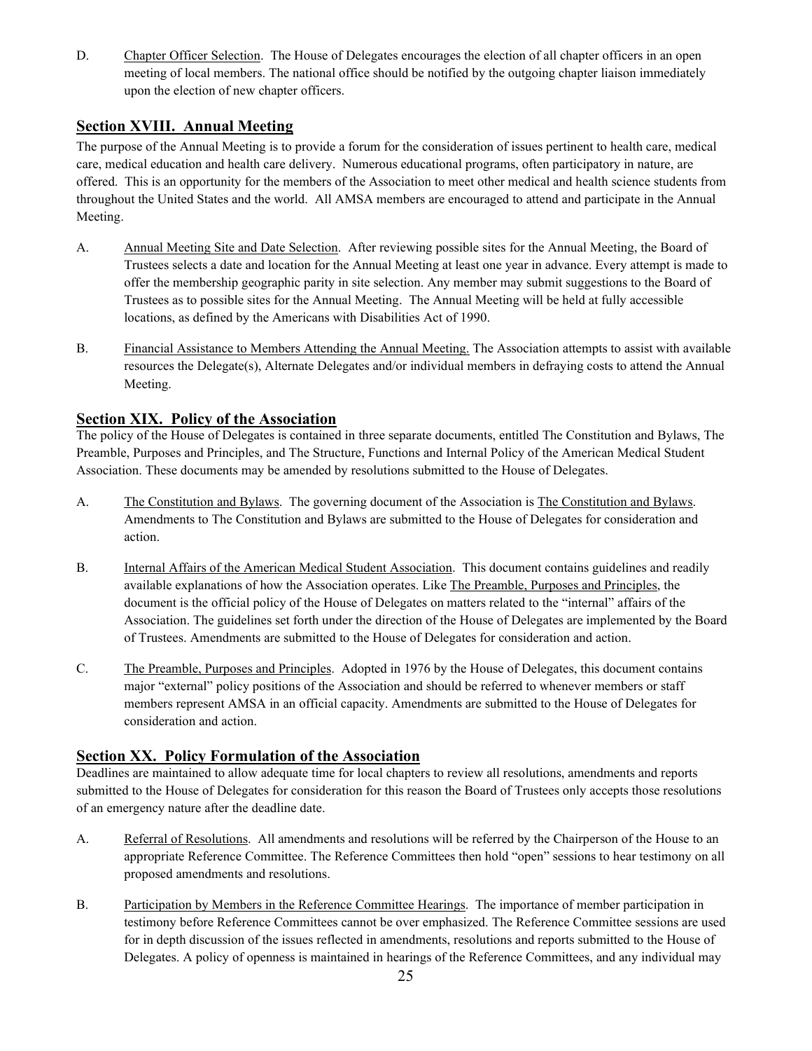D. Chapter Officer Selection. The House of Delegates encourages the election of all chapter officers in an open meeting of local members. The national office should be notified by the outgoing chapter liaison immediately upon the election of new chapter officers.

## Section XVIII. Annual Meeting

The purpose of the Annual Meeting is to provide a forum for the consideration of issues pertinent to health care, medical care, medical education and health care delivery. Numerous educational programs, often participatory in nature, are offered. This is an opportunity for the members of the Association to meet other medical and health science students from throughout the United States and the world. All AMSA members are encouraged to attend and participate in the Annual Meeting.

A. Annual Meeting Site and Date Selection. After reviewing possible sites for the Annual Meeting, the Board of Trustees selects a date and location for the Annual Meeting at least one year in advance. Every attempt is made to offer the membership geographic parity in site selection. Any member may submit suggestions to the Board of Trustees as to possible sites for the Annual Meeting. The Annual Meeting will be held at fully accessible locations, as defined by the Americans with Disabilities Act of 1990.

B. Financial Assistance to Members Attending the Annual Meeting. The Association attempts to assist with available resources the Delegate(s), Alternate Delegates and/or individual members in defraying costs to attend the Annual Meeting.

## Section XIX. Policy of the Association

The policy of the House of Delegates is contained in three separate documents, entitled The Constitution and Bylaws, The Preamble, Purposes and Principles, and The Structure, Functions and Internal Policy of the American Medical Student Association. These documents may be amended by resolutions submitted to the House of Delegates.

A. The Constitution and Bylaws. The governing document of the Association is The Constitution and Bylaws. Amendments to The Constitution and Bylaws are submitted to the House of Delegates for consideration and action.

B. Internal Affairs of the American Medical Student Association. This document contains guidelines and readily available explanations of how the Association operates. Like The Preamble, Purposes and Principles, the document is the official policy of the House of Delegates on matters related to the "internal" affairs of the Association. The guidelines set forth under the direction of the House of Delegates are implemented by the Board of Trustees. Amendments are submitted to the House of Delegates for consideration and action.

C. The Preamble, Purposes and Principles. Adopted in 1976 by the House of Delegates, this document contains major "external" policy positions of the Association and should be referred to whenever members or staff members represent AMSA in an official capacity. Amendments are submitted to the House of Delegates for consideration and action.

## Section XX. Policy Formulation of the Association

Deadlines are maintained to allow adequate time for local chapters to review all resolutions, amendments and reports submitted to the House of Delegates for consideration for this reason the Board of Trustees only accepts those resolutions of an emergency nature after the deadline date.

A. Referral of Resolutions. All amendments and resolutions will be referred by the Chairperson of the House to an appropriate Reference Committee. The Reference Committees then hold "open" sessions to hear testimony on all proposed amendments and resolutions.

B. Participation by Members in the Reference Committee Hearings. The importance of member participation in testimony before Reference Committees cannot be over emphasized. The Reference Committee sessions are used for in depth discussion of the issues reflected in amendments, resolutions and reports submitted to the House of Delegates. A policy of openness is maintained in hearings of the Reference Committees, and any individual may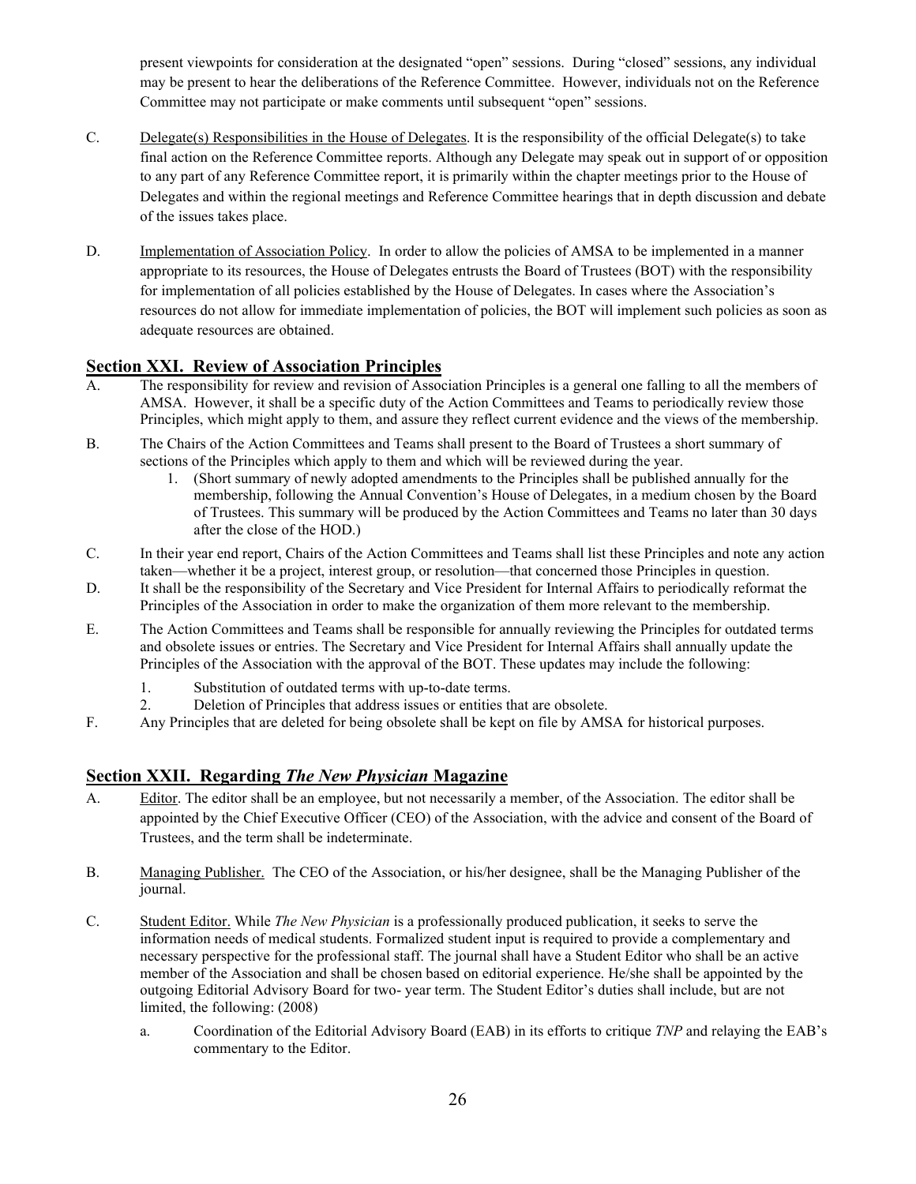present viewpoints for consideration at the designated "open" sessions. During "closed" sessions, any individual may be present to hear the deliberations of the Reference Committee. However, individuals not on the Reference Committee may not participate or make comments until subsequent "open" sessions.

C. Delegate(s) Responsibilities in the House of Delegates. It is the responsibility of the official Delegate(s) to take final action on the Reference Committee reports. Although any Delegate may speak out in support of or opposition to any part of any Reference Committee report, it is primarily within the chapter meetings prior to the House of Delegates and within the regional meetings and Reference Committee hearings that in depth discussion and debate of the issues takes place.

D. Implementation of Association Policy. In order to allow the policies of AMSA to be implemented in a manner appropriate to its resources, the House of Delegates entrusts the Board of Trustees (BOT) with the responsibility for implementation of all policies established by the House of Delegates. In cases where the Association's resources do not allow for immediate implementation of policies, the BOT will implement such policies as soon as adequate resources are obtained.

## Section XXI. Review of Association Principles

A. The responsibility for review and revision of Association Principles is a general one falling to all the members of AMSA. However, it shall be a specific duty of the Action Committees and Teams to periodically review those Principles, which might apply to them, and assure they reflect current evidence and the views of the membership.

B. The Chairs of the Action Committees and Teams shall present to the Board of Trustees a short summary of sections of the Principles which apply to them and which will be reviewed during the year.
   1. (Short summary of newly adopted amendments to the Principles shall be published annually for the membership, following the Annual Convention's House of Delegates, in a medium chosen by the Board of Trustees. This summary will be produced by the Action Committees and Teams no later than 30 days after the close of the HOD.)

C. In their year end report, Chairs of the Action Committees and Teams shall list these Principles and note any action taken—whether it be a project, interest group, or resolution—that concerned those Principles in question.

D. It shall be the responsibility of the Secretary and Vice President for Internal Affairs to periodically reformat the Principles of the Association in order to make the organization of them more relevant to the membership.

E. The Action Committees and Teams shall be responsible for annually reviewing the Principles for outdated terms and obsolete issues or entries. The Secretary and Vice President for Internal Affairs shall annually update the Principles of the Association with the approval of the BOT. These updates may include the following:
   1. Substitution of outdated terms with up-to-date terms.
   2. Deletion of Principles that address issues or entities that are obsolete.

F. Any Principles that are deleted for being obsolete shall be kept on file by AMSA for historical purposes.

## Section XXII. Regarding *The New Physician* Magazine

A. Editor. The editor shall be an employee, but not necessarily a member, of the Association. The editor shall be appointed by the Chief Executive Officer (CEO) of the Association, with the advice and consent of the Board of Trustees, and the term shall be indeterminate.

B. Managing Publisher. The CEO of the Association, or his/her designee, shall be the Managing Publisher of the journal.

C. Student Editor. While *The New Physician* is a professionally produced publication, it seeks to serve the information needs of medical students. Formalized student input is required to provide a complementary and necessary perspective for the professional staff. The journal shall have a Student Editor who shall be an active member of the Association and shall be chosen based on editorial experience. He/she shall be appointed by the outgoing Editorial Advisory Board for two- year term. The Student Editor's duties shall include, but are not limited, the following: (2008)
   a. Coordination of the Editorial Advisory Board (EAB) in its efforts to critique *TNP* and relaying the EAB's commentary to the Editor.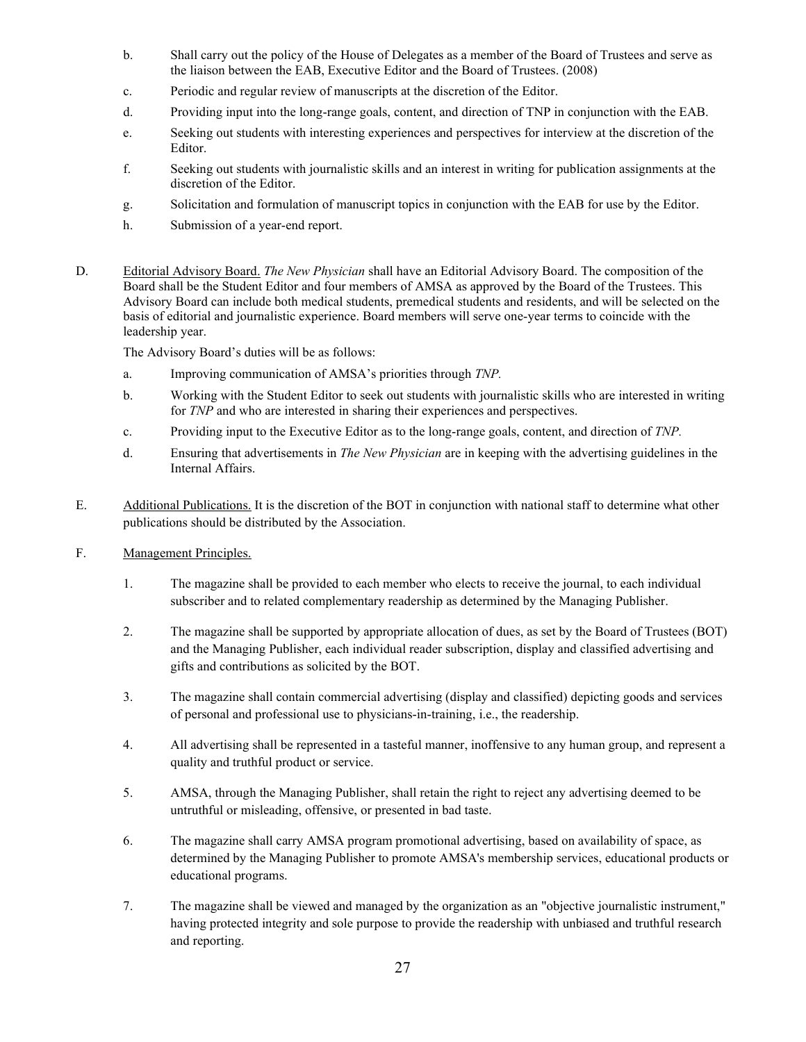b. Shall carry out the policy of the House of Delegates as a member of the Board of Trustees and serve as the liaison between the EAB, Executive Editor and the Board of Trustees. (2008)

c. Periodic and regular review of manuscripts at the discretion of the Editor.

d. Providing input into the long-range goals, content, and direction of TNP in conjunction with the EAB.

e. Seeking out students with interesting experiences and perspectives for interview at the discretion of the Editor.

f. Seeking out students with journalistic skills and an interest in writing for publication assignments at the discretion of the Editor.

g. Solicitation and formulation of manuscript topics in conjunction with the EAB for use by the Editor.

h. Submission of a year-end report.

D. Editorial Advisory Board. *The New Physician* shall have an Editorial Advisory Board. The composition of the Board shall be the Student Editor and four members of AMSA as approved by the Board of the Trustees. This Advisory Board can include both medical students, premedical students and residents, and will be selected on the basis of editorial and journalistic experience. Board members will serve one-year terms to coincide with the leadership year.

The Advisory Board's duties will be as follows:

a. Improving communication of AMSA's priorities through *TNP.*

b. Working with the Student Editor to seek out students with journalistic skills who are interested in writing for *TNP* and who are interested in sharing their experiences and perspectives.

c. Providing input to the Executive Editor as to the long-range goals, content, and direction of *TNP.*

d. Ensuring that advertisements in *The New Physician* are in keeping with the advertising guidelines in the Internal Affairs.

E. Additional Publications. It is the discretion of the BOT in conjunction with national staff to determine what other publications should be distributed by the Association.

F. Management Principles.

1. The magazine shall be provided to each member who elects to receive the journal, to each individual subscriber and to related complementary readership as determined by the Managing Publisher.

2. The magazine shall be supported by appropriate allocation of dues, as set by the Board of Trustees (BOT) and the Managing Publisher, each individual reader subscription, display and classified advertising and gifts and contributions as solicited by the BOT.

3. The magazine shall contain commercial advertising (display and classified) depicting goods and services of personal and professional use to physicians-in-training, i.e., the readership.

4. All advertising shall be represented in a tasteful manner, inoffensive to any human group, and represent a quality and truthful product or service.

5. AMSA, through the Managing Publisher, shall retain the right to reject any advertising deemed to be untruthful or misleading, offensive, or presented in bad taste.

6. The magazine shall carry AMSA program promotional advertising, based on availability of space, as determined by the Managing Publisher to promote AMSA's membership services, educational products or educational programs.

7. The magazine shall be viewed and managed by the organization as an "objective journalistic instrument," having protected integrity and sole purpose to provide the readership with unbiased and truthful research and reporting.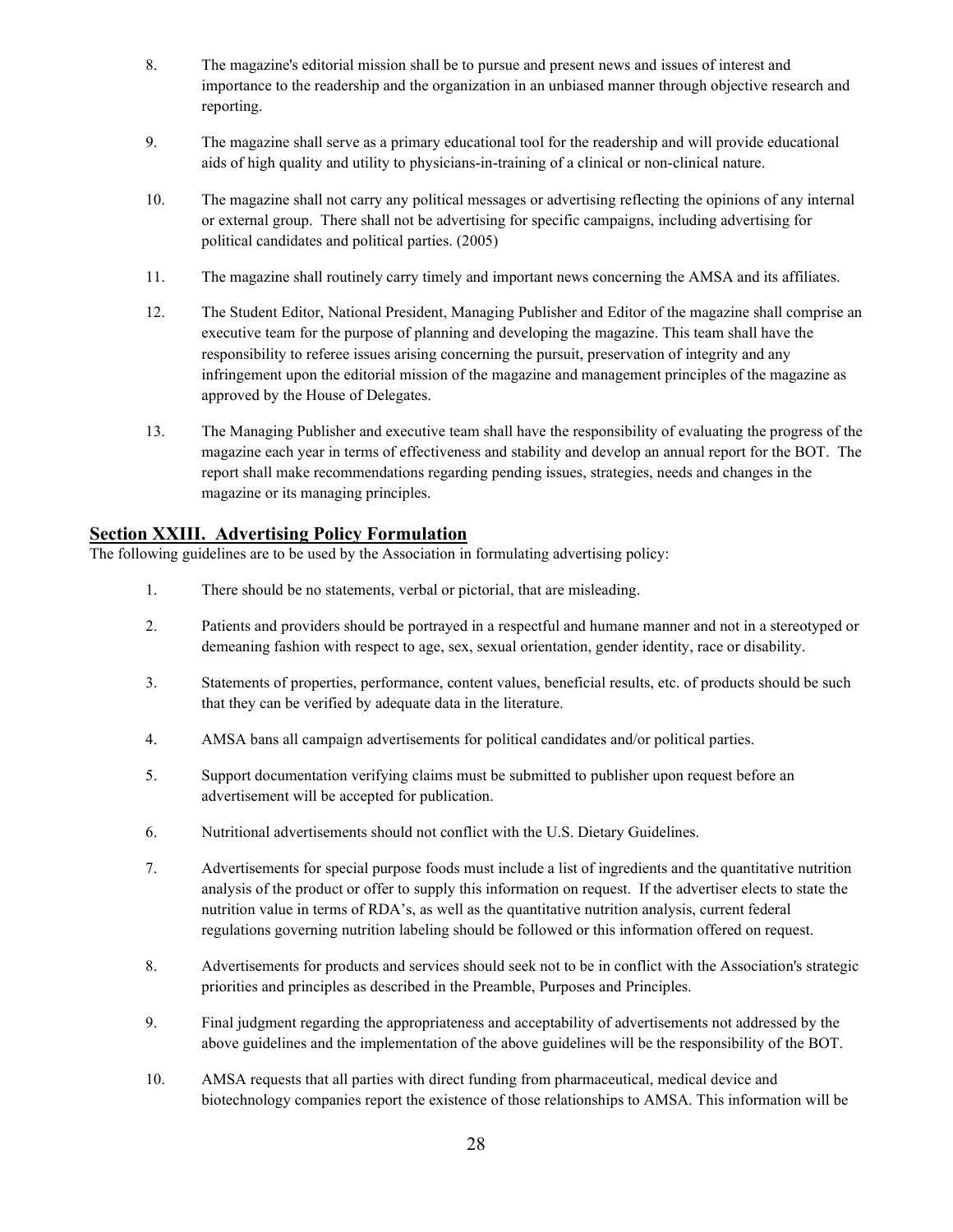8. The magazine's editorial mission shall be to pursue and present news and issues of interest and importance to the readership and the organization in an unbiased manner through objective research and reporting.

9. The magazine shall serve as a primary educational tool for the readership and will provide educational aids of high quality and utility to physicians-in-training of a clinical or non-clinical nature.

10. The magazine shall not carry any political messages or advertising reflecting the opinions of any internal or external group. There shall not be advertising for specific campaigns, including advertising for political candidates and political parties. (2005)

11. The magazine shall routinely carry timely and important news concerning the AMSA and its affiliates.

12. The Student Editor, National President, Managing Publisher and Editor of the magazine shall comprise an executive team for the purpose of planning and developing the magazine. This team shall have the responsibility to referee issues arising concerning the pursuit, preservation of integrity and any infringement upon the editorial mission of the magazine and management principles of the magazine as approved by the House of Delegates.

13. The Managing Publisher and executive team shall have the responsibility of evaluating the progress of the magazine each year in terms of effectiveness and stability and develop an annual report for the BOT. The report shall make recommendations regarding pending issues, strategies, needs and changes in the magazine or its managing principles.

## Section XXIII. Advertising Policy Formulation

The following guidelines are to be used by the Association in formulating advertising policy:

1. There should be no statements, verbal or pictorial, that are misleading.

2. Patients and providers should be portrayed in a respectful and humane manner and not in a stereotyped or demeaning fashion with respect to age, sex, sexual orientation, gender identity, race or disability.

3. Statements of properties, performance, content values, beneficial results, etc. of products should be such that they can be verified by adequate data in the literature.

4. AMSA bans all campaign advertisements for political candidates and/or political parties.

5. Support documentation verifying claims must be submitted to publisher upon request before an advertisement will be accepted for publication.

6. Nutritional advertisements should not conflict with the U.S. Dietary Guidelines.

7. Advertisements for special purpose foods must include a list of ingredients and the quantitative nutrition analysis of the product or offer to supply this information on request. If the advertiser elects to state the nutrition value in terms of RDA's, as well as the quantitative nutrition analysis, current federal regulations governing nutrition labeling should be followed or this information offered on request.

8. Advertisements for products and services should seek not to be in conflict with the Association's strategic priorities and principles as described in the Preamble, Purposes and Principles.

9. Final judgment regarding the appropriateness and acceptability of advertisements not addressed by the above guidelines and the implementation of the above guidelines will be the responsibility of the BOT.

10. AMSA requests that all parties with direct funding from pharmaceutical, medical device and biotechnology companies report the existence of those relationships to AMSA. This information will be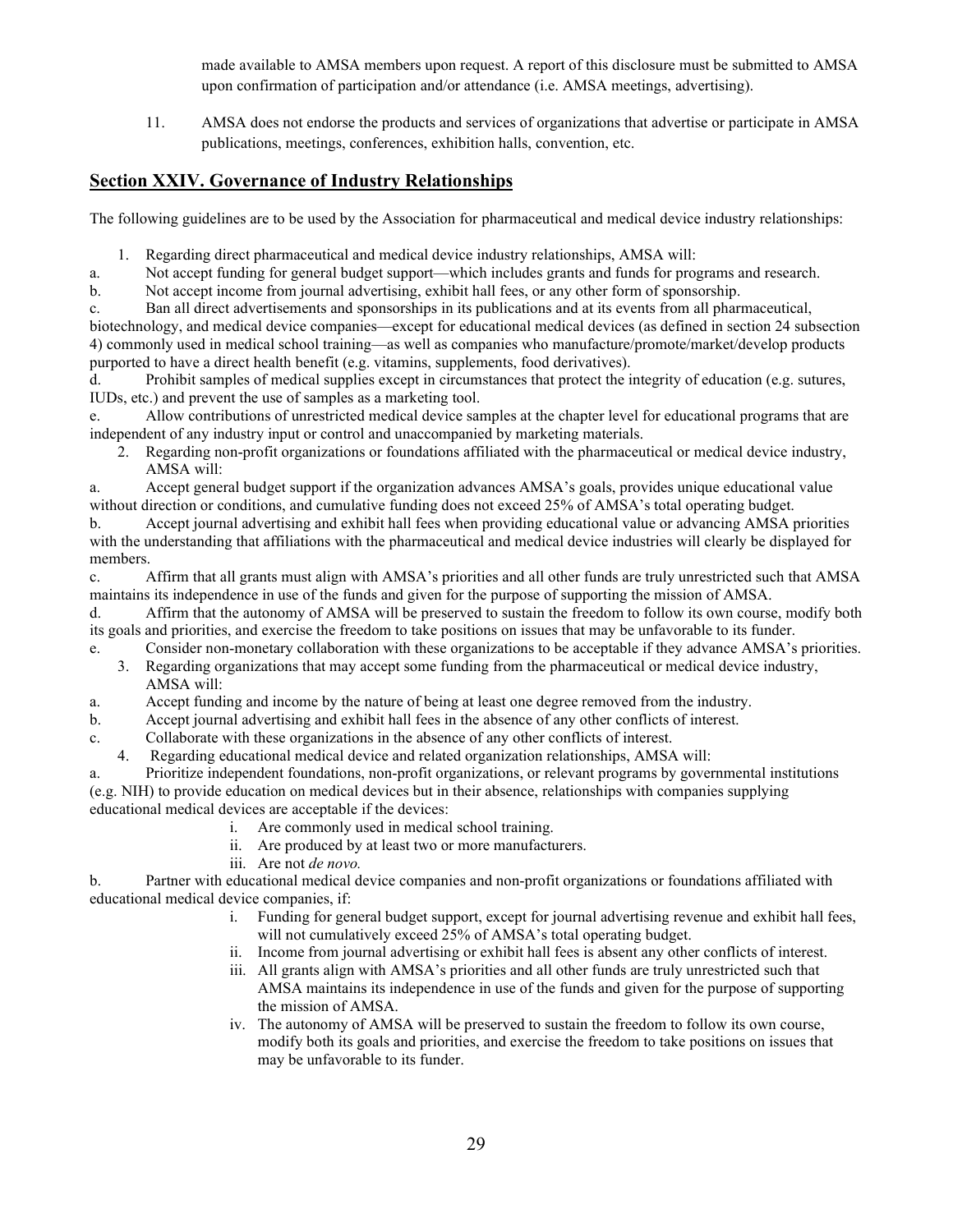made available to AMSA members upon request. A report of this disclosure must be submitted to AMSA upon confirmation of participation and/or attendance (i.e. AMSA meetings, advertising).

11. AMSA does not endorse the products and services of organizations that advertise or participate in AMSA publications, meetings, conferences, exhibition halls, convention, etc.

## **Section XXIV. Governance of Industry Relationships**

The following guidelines are to be used by the Association for pharmaceutical and medical device industry relationships:

1. Regarding direct pharmaceutical and medical device industry relationships, AMSA will:

a. Not accept funding for general budget support—which includes grants and funds for programs and research.

b. Not accept income from journal advertising, exhibit hall fees, or any other form of sponsorship.

c. Ban all direct advertisements and sponsorships in its publications and at its events from all pharmaceutical, biotechnology, and medical device companies—except for educational medical devices (as defined in section 24 subsection 4) commonly used in medical school training—as well as companies who manufacture/promote/market/develop products purported to have a direct health benefit (e.g. vitamins, supplements, food derivatives).

d. Prohibit samples of medical supplies except in circumstances that protect the integrity of education (e.g. sutures, IUDs, etc.) and prevent the use of samples as a marketing tool.

e. Allow contributions of unrestricted medical device samples at the chapter level for educational programs that are independent of any industry input or control and unaccompanied by marketing materials.

2. Regarding non-profit organizations or foundations affiliated with the pharmaceutical or medical device industry, AMSA will:

a. Accept general budget support if the organization advances AMSA's goals, provides unique educational value without direction or conditions, and cumulative funding does not exceed 25% of AMSA's total operating budget.

b. Accept journal advertising and exhibit hall fees when providing educational value or advancing AMSA priorities with the understanding that affiliations with the pharmaceutical and medical device industries will clearly be displayed for members.

c. Affirm that all grants must align with AMSA's priorities and all other funds are truly unrestricted such that AMSA maintains its independence in use of the funds and given for the purpose of supporting the mission of AMSA.

d. Affirm that the autonomy of AMSA will be preserved to sustain the freedom to follow its own course, modify both its goals and priorities, and exercise the freedom to take positions on issues that may be unfavorable to its funder.

e. Consider non-monetary collaboration with these organizations to be acceptable if they advance AMSA's priorities.

3. Regarding organizations that may accept some funding from the pharmaceutical or medical device industry, AMSA will:

a. Accept funding and income by the nature of being at least one degree removed from the industry.

b. Accept journal advertising and exhibit hall fees in the absence of any other conflicts of interest.

c. Collaborate with these organizations in the absence of any other conflicts of interest.

4. Regarding educational medical device and related organization relationships, AMSA will:

a. Prioritize independent foundations, non-profit organizations, or relevant programs by governmental institutions (e.g. NIH) to provide education on medical devices but in their absence, relationships with companies supplying educational medical devices are acceptable if the devices:

   i. Are commonly used in medical school training.
   ii. Are produced by at least two or more manufacturers.
   iii. Are not *de novo.*

b. Partner with educational medical device companies and non-profit organizations or foundations affiliated with educational medical device companies, if:

   i. Funding for general budget support, except for journal advertising revenue and exhibit hall fees, will not cumulatively exceed 25% of AMSA's total operating budget.
   ii. Income from journal advertising or exhibit hall fees is absent any other conflicts of interest.
   iii. All grants align with AMSA's priorities and all other funds are truly unrestricted such that AMSA maintains its independence in use of the funds and given for the purpose of supporting the mission of AMSA.
   iv. The autonomy of AMSA will be preserved to sustain the freedom to follow its own course, modify both its goals and priorities, and exercise the freedom to take positions on issues that may be unfavorable to its funder.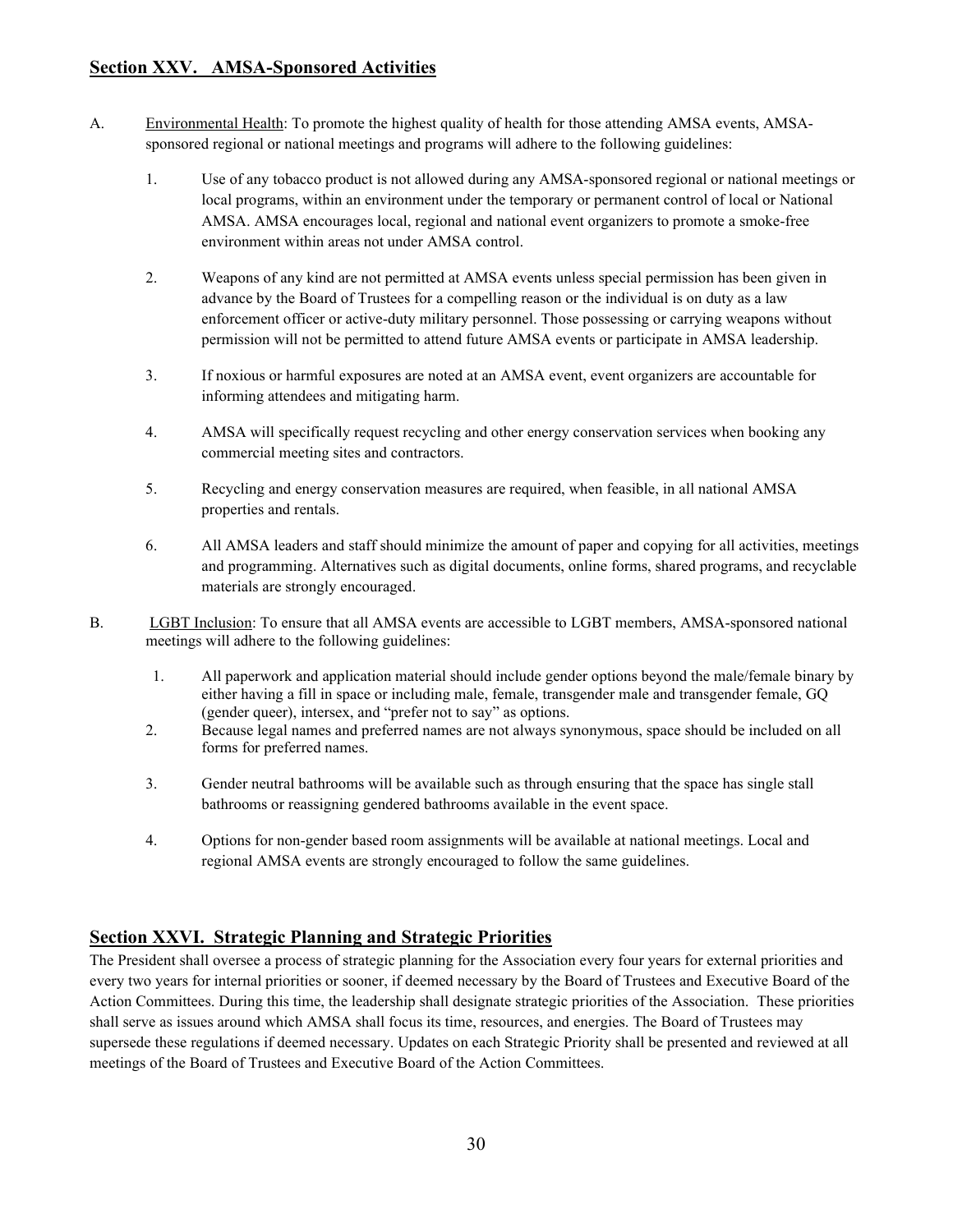## **Section XXV. AMSA-Sponsored Activities**

A. Environmental Health: To promote the highest quality of health for those attending AMSA events, AMSA-sponsored regional or national meetings and programs will adhere to the following guidelines:

1. Use of any tobacco product is not allowed during any AMSA-sponsored regional or national meetings or local programs, within an environment under the temporary or permanent control of local or National AMSA. AMSA encourages local, regional and national event organizers to promote a smoke-free environment within areas not under AMSA control.

2. Weapons of any kind are not permitted at AMSA events unless special permission has been given in advance by the Board of Trustees for a compelling reason or the individual is on duty as a law enforcement officer or active-duty military personnel. Those possessing or carrying weapons without permission will not be permitted to attend future AMSA events or participate in AMSA leadership.

3. If noxious or harmful exposures are noted at an AMSA event, event organizers are accountable for informing attendees and mitigating harm.

4. AMSA will specifically request recycling and other energy conservation services when booking any commercial meeting sites and contractors.

5. Recycling and energy conservation measures are required, when feasible, in all national AMSA properties and rentals.

6. All AMSA leaders and staff should minimize the amount of paper and copying for all activities, meetings and programming. Alternatives such as digital documents, online forms, shared programs, and recyclable materials are strongly encouraged.

B. LGBT Inclusion: To ensure that all AMSA events are accessible to LGBT members, AMSA-sponsored national meetings will adhere to the following guidelines:

1. All paperwork and application material should include gender options beyond the male/female binary by either having a fill in space or including male, female, transgender male and transgender female, GQ (gender queer), intersex, and "prefer not to say" as options.
2. Because legal names and preferred names are not always synonymous, space should be included on all forms for preferred names.

3. Gender neutral bathrooms will be available such as through ensuring that the space has single stall bathrooms or reassigning gendered bathrooms available in the event space.

4. Options for non-gender based room assignments will be available at national meetings. Local and regional AMSA events are strongly encouraged to follow the same guidelines.

## **Section XXVI. Strategic Planning and Strategic Priorities**

The President shall oversee a process of strategic planning for the Association every four years for external priorities and every two years for internal priorities or sooner, if deemed necessary by the Board of Trustees and Executive Board of the Action Committees. During this time, the leadership shall designate strategic priorities of the Association. These priorities shall serve as issues around which AMSA shall focus its time, resources, and energies. The Board of Trustees may supersede these regulations if deemed necessary. Updates on each Strategic Priority shall be presented and reviewed at all meetings of the Board of Trustees and Executive Board of the Action Committees.